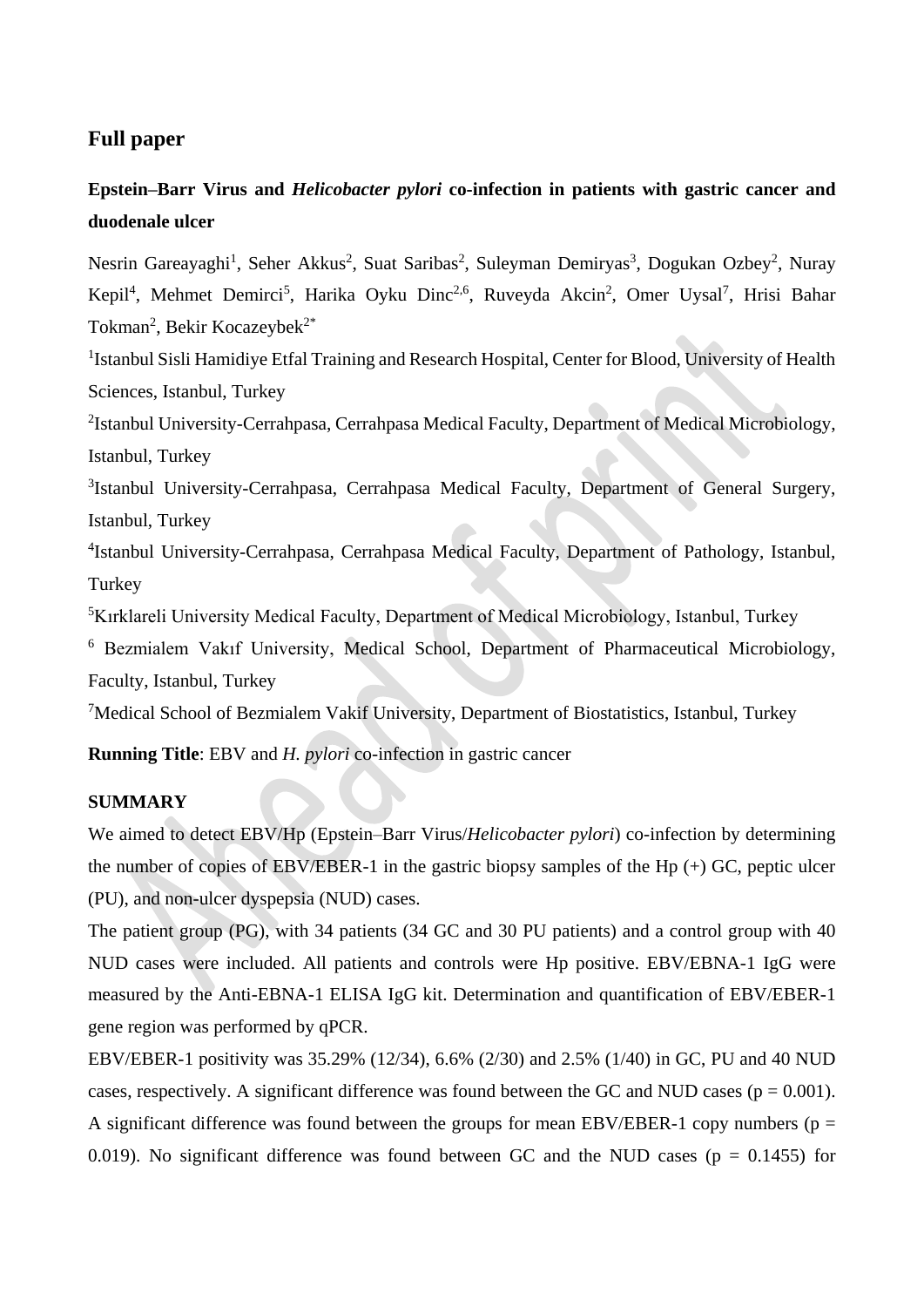**Full paper**

**Epstein–Barr Virus and *Helicobacter pylori* co-infection in patients with gastric cancer and duodenale ulcer**

Nesrin Gareayaghi[1], Seher Akkus[2], Suat Saribas[2], Suleyman Demiryas[3], Dogukan Ozbey[2], Nuray Kepil[4], Mehmet Demirci[5], Harika Oyku Dinc[2,6], Ruveyda Akcin[2], Omer Uysal[7], Hrisi Bahar Tokman[2], Bekir Kocazeybek[2*]

[1]Istanbul Sisli Hamidiye Etfal Training and Research Hospital, Center for Blood, University of Health Sciences, Istanbul, Turkey

[2]Istanbul University-Cerrahpasa, Cerrahpasa Medical Faculty, Department of Medical Microbiology, Istanbul, Turkey

[3]Istanbul University-Cerrahpasa, Cerrahpasa Medical Faculty, Department of General Surgery, Istanbul, Turkey

[4]Istanbul University-Cerrahpasa, Cerrahpasa Medical Faculty, Department of Pathology, Istanbul, Turkey

[5]Kırklareli University Medical Faculty, Department of Medical Microbiology, Istanbul, Turkey

[6] Bezmialem Vakıf University, Medical School, Department of Pharmaceutical Microbiology, Faculty, Istanbul, Turkey

[7]Medical School of Bezmialem Vakif University, Department of Biostatistics, Istanbul, Turkey

**Running Title**: EBV and *H. pylori* co-infection in gastric cancer

**SUMMARY**

We aimed to detect EBV/Hp (Epstein–Barr Virus/*Helicobacter pylori*) co-infection by determining the number of copies of EBV/EBER-1 in the gastric biopsy samples of the Hp (+) GC, peptic ulcer (PU), and non-ulcer dyspepsia (NUD) cases.

The patient group (PG), with 34 patients (34 GC and 30 PU patients) and a control group with 40 NUD cases were included. All patients and controls were Hp positive. EBV/EBNA-1 IgG were measured by the Anti-EBNA-1 ELISA IgG kit. Determination and quantification of EBV/EBER-1 gene region was performed by qPCR.

EBV/EBER-1 positivity was 35.29% (12/34), 6.6% (2/30) and 2.5% (1/40) in GC, PU and 40 NUD cases, respectively. A significant difference was found between the GC and NUD cases ($p = 0.001$). A significant difference was found between the groups for mean EBV/EBER-1 copy numbers ($p = 0.019$). No significant difference was found between GC and the NUD cases ($p = 0.1455$) for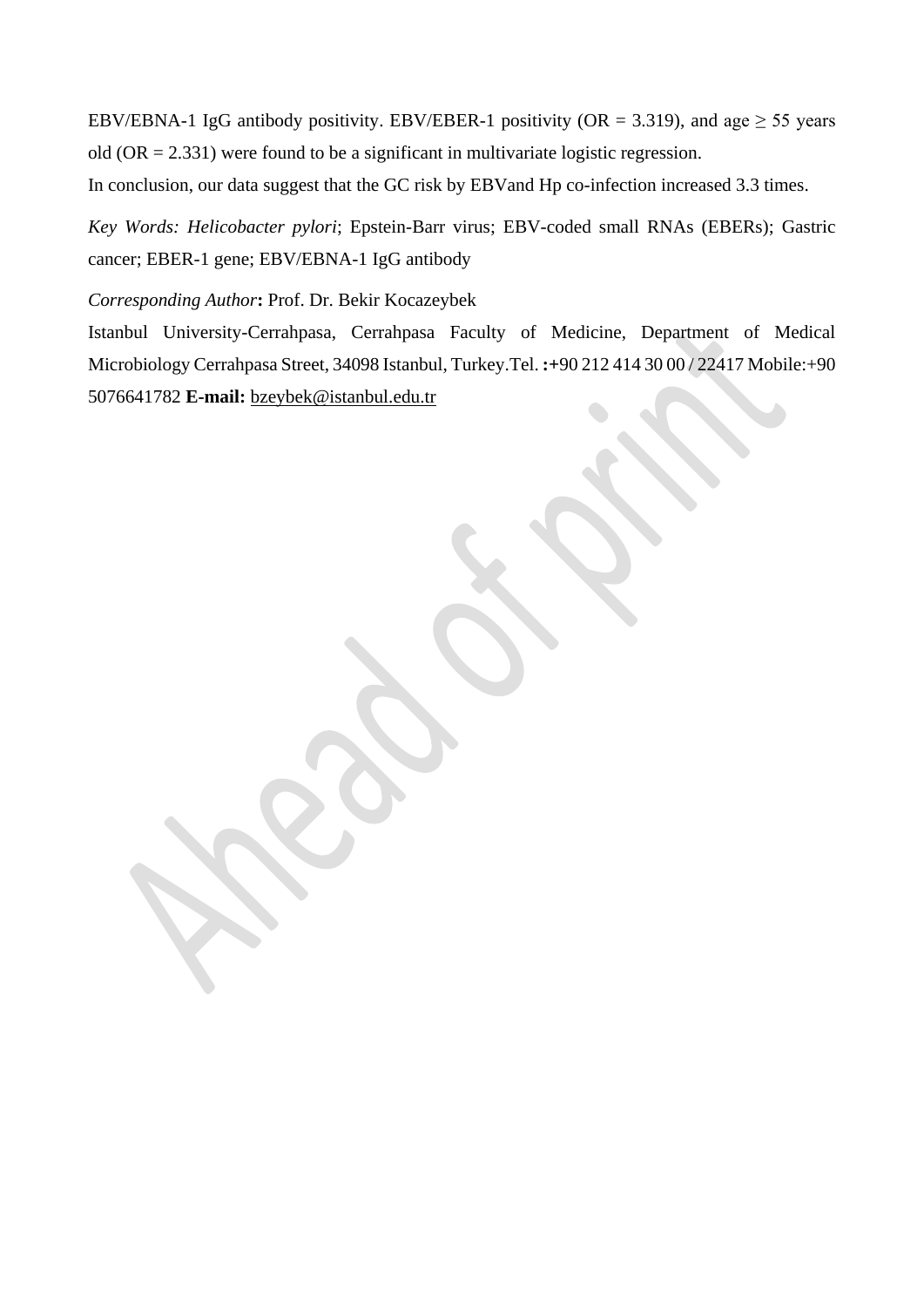EBV/EBNA-1 IgG antibody positivity. EBV/EBER-1 positivity (OR = 3.319), and age ≥ 55 years old (OR = 2.331) were found to be a significant in multivariate logistic regression.

In conclusion, our data suggest that the GC risk by EBVand Hp co-infection increased 3.3 times.

*Key Words: Helicobacter pylori*; Epstein-Barr virus; EBV-coded small RNAs (EBERs); Gastric cancer; EBER-1 gene; EBV/EBNA-1 IgG antibody

*Corresponding Author*: Prof. Dr. Bekir Kocazeybek

Istanbul University-Cerrahpasa, Cerrahpasa Faculty of Medicine, Department of Medical Microbiology Cerrahpasa Street, 34098 Istanbul, Turkey.Tel. **:**+90 212 414 30 00 / 22417 Mobile:+90 5076641782 **E-mail:** bzeybek@istanbul.edu.tr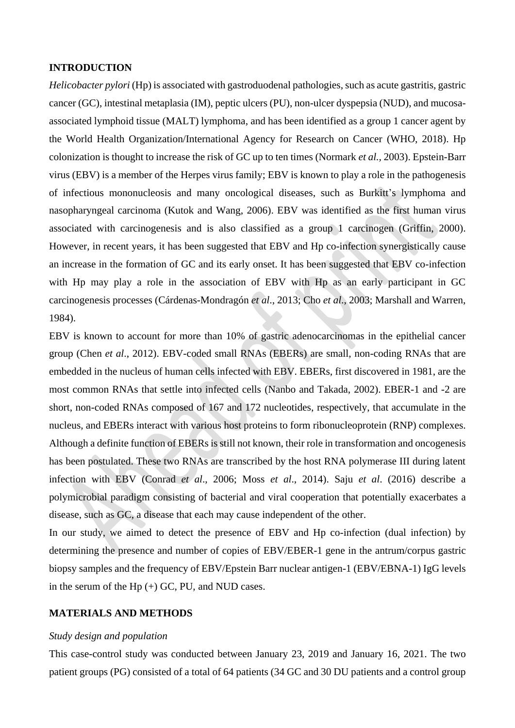## INTRODUCTION

*Helicobacter pylori* (Hp) is associated with gastroduodenal pathologies, such as acute gastritis, gastric cancer (GC), intestinal metaplasia (IM), peptic ulcers (PU), non-ulcer dyspepsia (NUD), and mucosa-associated lymphoid tissue (MALT) lymphoma, and has been identified as a group 1 cancer agent by the World Health Organization/International Agency for Research on Cancer (WHO, 2018). Hp colonization is thought to increase the risk of GC up to ten times (Normark *et al.*, 2003). Epstein-Barr virus (EBV) is a member of the Herpes virus family; EBV is known to play a role in the pathogenesis of infectious mononucleosis and many oncological diseases, such as Burkitt's lymphoma and nasopharyngeal carcinoma (Kutok and Wang, 2006). EBV was identified as the first human virus associated with carcinogenesis and is also classified as a group 1 carcinogen (Griffin, 2000). However, in recent years, it has been suggested that EBV and Hp co-infection synergistically cause an increase in the formation of GC and its early onset. It has been suggested that EBV co-infection with Hp may play a role in the association of EBV with Hp as an early participant in GC carcinogenesis processes (Cárdenas-Mondragón *et al*., 2013; Cho *et al*., 2003; Marshall and Warren, 1984).

EBV is known to account for more than 10% of gastric adenocarcinomas in the epithelial cancer group (Chen *et al*., 2012). EBV-coded small RNAs (EBERs) are small, non-coding RNAs that are embedded in the nucleus of human cells infected with EBV. EBERs, first discovered in 1981, are the most common RNAs that settle into infected cells (Nanbo and Takada, 2002). EBER-1 and -2 are short, non-coded RNAs composed of 167 and 172 nucleotides, respectively, that accumulate in the nucleus, and EBERs interact with various host proteins to form ribonucleoprotein (RNP) complexes. Although a definite function of EBERs is still not known, their role in transformation and oncogenesis has been postulated. These two RNAs are transcribed by the host RNA polymerase III during latent infection with EBV (Conrad *et al*., 2006; Moss *et al*., 2014). Saju *et al*. (2016) describe a polymicrobial paradigm consisting of bacterial and viral cooperation that potentially exacerbates a disease, such as GC, a disease that each may cause independent of the other.

In our study, we aimed to detect the presence of EBV and Hp co-infection (dual infection) by determining the presence and number of copies of EBV/EBER-1 gene in the antrum/corpus gastric biopsy samples and the frequency of EBV/Epstein Barr nuclear antigen-1 (EBV/EBNA-1) IgG levels in the serum of the Hp (+) GC, PU, and NUD cases.

## MATERIALS AND METHODS

### *Study design and population*

This case-control study was conducted between January 23, 2019 and January 16, 2021. The two patient groups (PG) consisted of a total of 64 patients (34 GC and 30 DU patients and a control group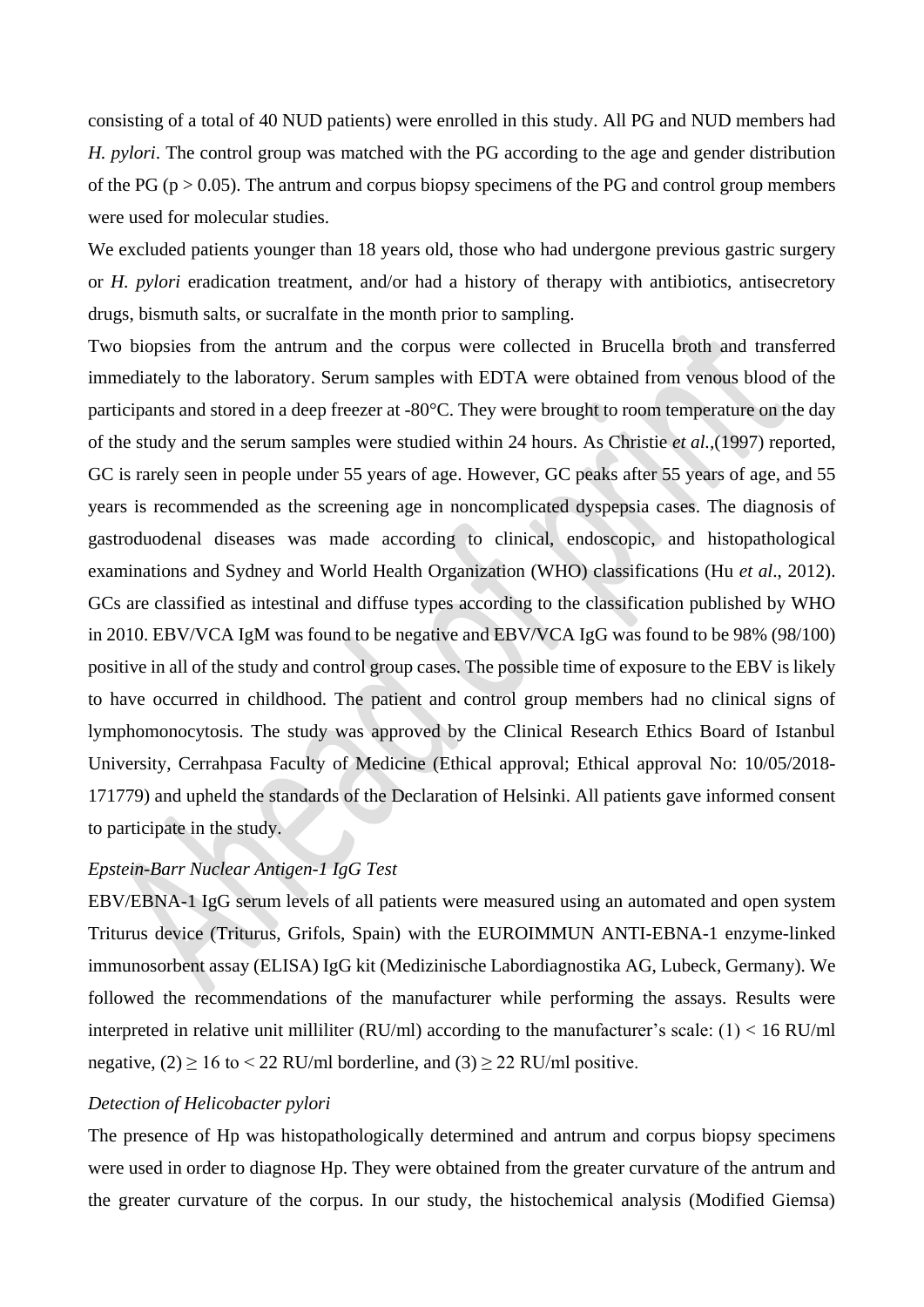consisting of a total of 40 NUD patients) were enrolled in this study. All PG and NUD members had *H. pylori*. The control group was matched with the PG according to the age and gender distribution of the PG ($p > 0.05$). The antrum and corpus biopsy specimens of the PG and control group members were used for molecular studies.

We excluded patients younger than 18 years old, those who had undergone previous gastric surgery or *H. pylori* eradication treatment, and/or had a history of therapy with antibiotics, antisecretory drugs, bismuth salts, or sucralfate in the month prior to sampling.

Two biopsies from the antrum and the corpus were collected in Brucella broth and transferred immediately to the laboratory. Serum samples with EDTA were obtained from venous blood of the participants and stored in a deep freezer at -80°C. They were brought to room temperature on the day of the study and the serum samples were studied within 24 hours. As Christie *et al.*,(1997) reported, GC is rarely seen in people under 55 years of age. However, GC peaks after 55 years of age, and 55 years is recommended as the screening age in noncomplicated dyspepsia cases. The diagnosis of gastroduodenal diseases was made according to clinical, endoscopic, and histopathological examinations and Sydney and World Health Organization (WHO) classifications (Hu *et al*., 2012). GCs are classified as intestinal and diffuse types according to the classification published by WHO in 2010. EBV/VCA IgM was found to be negative and EBV/VCA IgG was found to be 98% (98/100) positive in all of the study and control group cases. The possible time of exposure to the EBV is likely to have occurred in childhood. The patient and control group members had no clinical signs of lymphomonocytosis. The study was approved by the Clinical Research Ethics Board of Istanbul University, Cerrahpasa Faculty of Medicine (Ethical approval; Ethical approval No: 10/05/2018-171779) and upheld the standards of the Declaration of Helsinki. All patients gave informed consent to participate in the study.

*Epstein-Barr Nuclear Antigen-1 IgG Test*

EBV/EBNA-1 IgG serum levels of all patients were measured using an automated and open system Triturus device (Triturus, Grifols, Spain) with the EUROIMMUN ANTI-EBNA-1 enzyme-linked immunosorbent assay (ELISA) IgG kit (Medizinische Labordiagnostika AG, Lubeck, Germany). We followed the recommendations of the manufacturer while performing the assays. Results were interpreted in relative unit milliliter (RU/ml) according to the manufacturer's scale: (1) < 16 RU/ml negative, (2) ≥ 16 to < 22 RU/ml borderline, and (3) ≥ 22 RU/ml positive.

*Detection of Helicobacter pylori*

The presence of Hp was histopathologically determined and antrum and corpus biopsy specimens were used in order to diagnose Hp. They were obtained from the greater curvature of the antrum and the greater curvature of the corpus. In our study, the histochemical analysis (Modified Giemsa)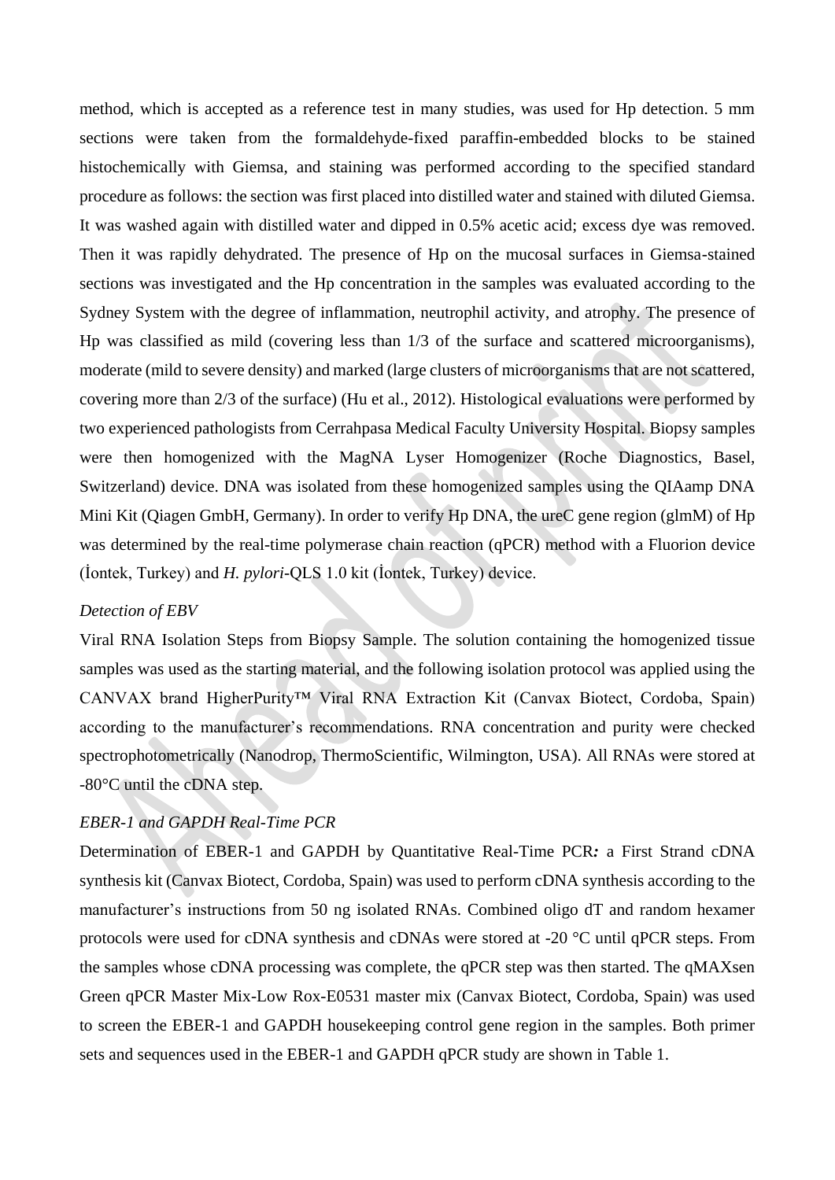method, which is accepted as a reference test in many studies, was used for Hp detection. 5 mm sections were taken from the formaldehyde-fixed paraffin-embedded blocks to be stained histochemically with Giemsa, and staining was performed according to the specified standard procedure as follows: the section was first placed into distilled water and stained with diluted Giemsa. It was washed again with distilled water and dipped in 0.5% acetic acid; excess dye was removed. Then it was rapidly dehydrated. The presence of Hp on the mucosal surfaces in Giemsa-stained sections was investigated and the Hp concentration in the samples was evaluated according to the Sydney System with the degree of inflammation, neutrophil activity, and atrophy. The presence of Hp was classified as mild (covering less than 1/3 of the surface and scattered microorganisms), moderate (mild to severe density) and marked (large clusters of microorganisms that are not scattered, covering more than 2/3 of the surface) (Hu et al., 2012). Histological evaluations were performed by two experienced pathologists from Cerrahpasa Medical Faculty University Hospital. Biopsy samples were then homogenized with the MagNA Lyser Homogenizer (Roche Diagnostics, Basel, Switzerland) device. DNA was isolated from these homogenized samples using the QIAamp DNA Mini Kit (Qiagen GmbH, Germany). In order to verify Hp DNA, the ureC gene region (glmM) of Hp was determined by the real-time polymerase chain reaction (qPCR) method with a Fluorion device (İontek, Turkey) and *H. pylori*-QLS 1.0 kit (İontek, Turkey) device.

*Detection of EBV*

Viral RNA Isolation Steps from Biopsy Sample. The solution containing the homogenized tissue samples was used as the starting material, and the following isolation protocol was applied using the CANVAX brand HigherPurity™ Viral RNA Extraction Kit (Canvax Biotect, Cordoba, Spain) according to the manufacturer's recommendations. RNA concentration and purity were checked spectrophotometrically (Nanodrop, ThermoScientific, Wilmington, USA). All RNAs were stored at -80°C until the cDNA step.

*EBER-1 and GAPDH Real-Time PCR*

Determination of EBER-1 and GAPDH by Quantitative Real-Time PCR***:*** a First Strand cDNA synthesis kit (Canvax Biotect, Cordoba, Spain) was used to perform cDNA synthesis according to the manufacturer's instructions from 50 ng isolated RNAs. Combined oligo dT and random hexamer protocols were used for cDNA synthesis and cDNAs were stored at -20 °C until qPCR steps. From the samples whose cDNA processing was complete, the qPCR step was then started. The qMAXsen Green qPCR Master Mix-Low Rox-E0531 master mix (Canvax Biotect, Cordoba, Spain) was used to screen the EBER-1 and GAPDH housekeeping control gene region in the samples. Both primer sets and sequences used in the EBER-1 and GAPDH qPCR study are shown in Table 1.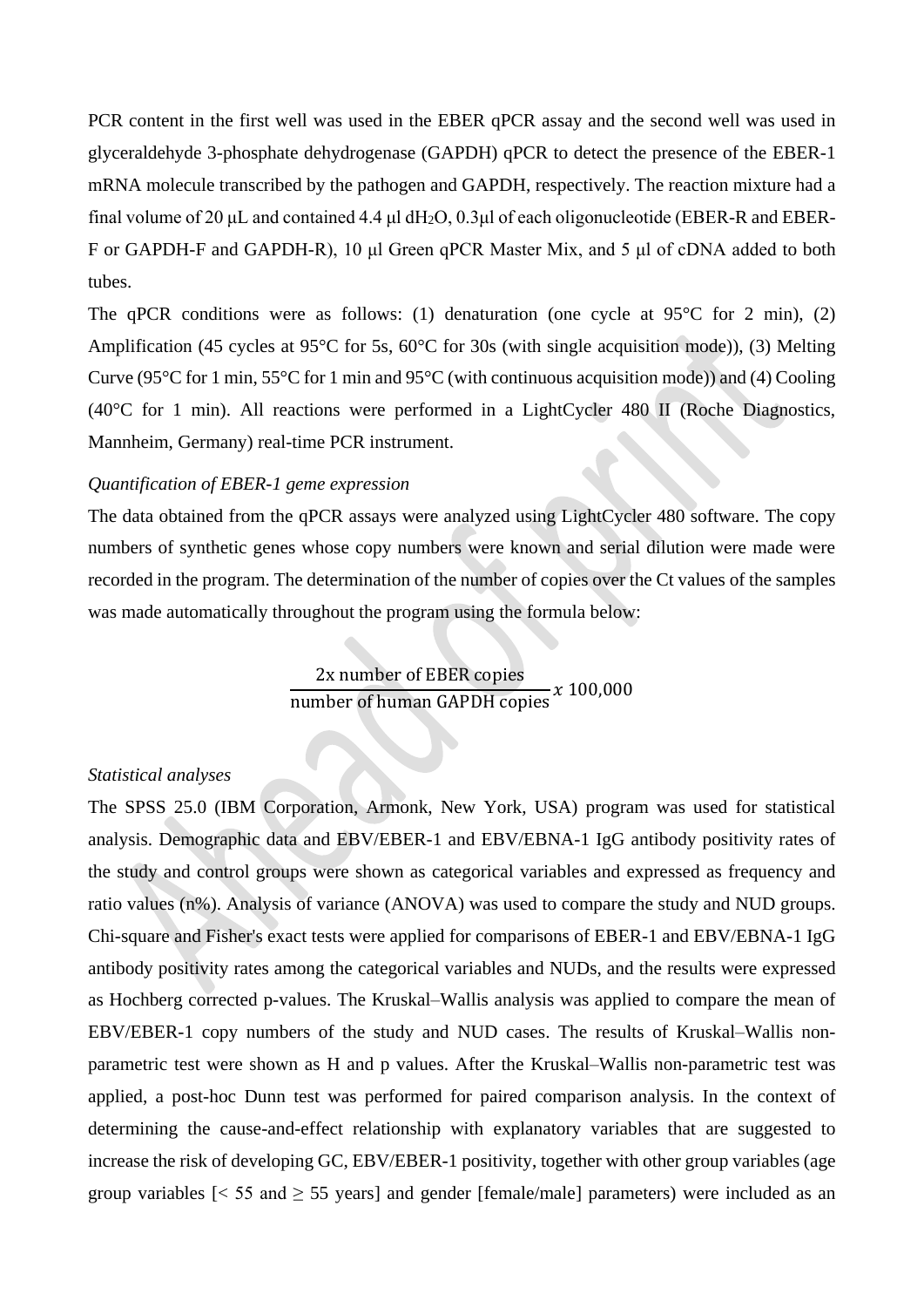PCR content in the first well was used in the EBER qPCR assay and the second well was used in glyceraldehyde 3-phosphate dehydrogenase (GAPDH) qPCR to detect the presence of the EBER-1 mRNA molecule transcribed by the pathogen and GAPDH, respectively. The reaction mixture had a final volume of 20 µL and contained 4.4 µl $dH_2O$, 0.3µl of each oligonucleotide (EBER-R and EBER-F or GAPDH-F and GAPDH-R), 10 µl Green qPCR Master Mix, and 5 µl of cDNA added to both tubes.

The qPCR conditions were as follows: (1) denaturation (one cycle at 95°C for 2 min), (2) Amplification (45 cycles at 95°C for 5s, 60°C for 30s (with single acquisition mode)), (3) Melting Curve (95°C for 1 min, 55°C for 1 min and 95°C (with continuous acquisition mode)) and (4) Cooling (40°C for 1 min). All reactions were performed in a LightCycler 480 II (Roche Diagnostics, Mannheim, Germany) real-time PCR instrument.

*Quantification of EBER-1 geme expression*

The data obtained from the qPCR assays were analyzed using LightCycler 480 software. The copy numbers of synthetic genes whose copy numbers were known and serial dilution were made were recorded in the program. The determination of the number of copies over the Ct values of the samples was made automatically throughout the program using the formula below:

$$\frac{\text{2x number of EBER copies}}{\text{number of human GAPDH copies}} x \ 100{,}000$$

*Statistical analyses*

The SPSS 25.0 (IBM Corporation, Armonk, New York, USA) program was used for statistical analysis. Demographic data and EBV/EBER-1 and EBV/EBNA-1 IgG antibody positivity rates of the study and control groups were shown as categorical variables and expressed as frequency and ratio values (n%). Analysis of variance (ANOVA) was used to compare the study and NUD groups. Chi-square and Fisher's exact tests were applied for comparisons of EBER-1 and EBV/EBNA-1 IgG antibody positivity rates among the categorical variables and NUDs, and the results were expressed as Hochberg corrected p-values. The Kruskal–Wallis analysis was applied to compare the mean of EBV/EBER-1 copy numbers of the study and NUD cases. The results of Kruskal–Wallis non-parametric test were shown as H and p values. After the Kruskal–Wallis non-parametric test was applied, a post-hoc Dunn test was performed for paired comparison analysis. In the context of determining the cause-and-effect relationship with explanatory variables that are suggested to increase the risk of developing GC, EBV/EBER-1 positivity, together with other group variables (age group variables [< 55 and ≥ 55 years] and gender [female/male] parameters) were included as an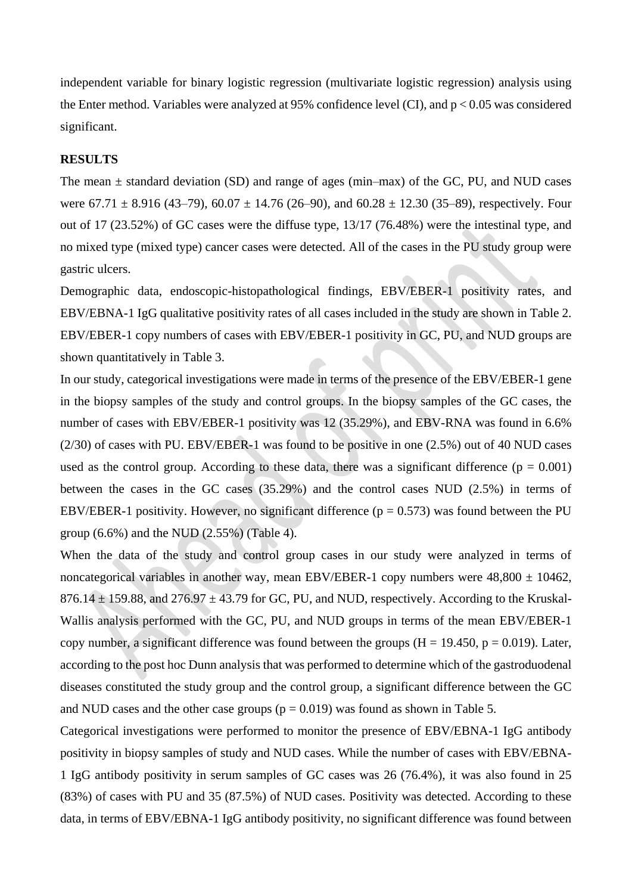independent variable for binary logistic regression (multivariate logistic regression) analysis using the Enter method. Variables were analyzed at 95% confidence level (CI), and $p < 0.05$ was considered significant.

**RESULTS**

The mean ± standard deviation (SD) and range of ages (min–max) of the GC, PU, and NUD cases were 67.71 ± 8.916 (43–79), 60.07 ± 14.76 (26–90), and 60.28 ± 12.30 (35–89), respectively. Four out of 17 (23.52%) of GC cases were the diffuse type, 13/17 (76.48%) were the intestinal type, and no mixed type (mixed type) cancer cases were detected. All of the cases in the PU study group were gastric ulcers.

Demographic data, endoscopic-histopathological findings, EBV/EBER-1 positivity rates, and EBV/EBNA-1 IgG qualitative positivity rates of all cases included in the study are shown in Table 2. EBV/EBER-1 copy numbers of cases with EBV/EBER-1 positivity in GC, PU, and NUD groups are shown quantitatively in Table 3.

In our study, categorical investigations were made in terms of the presence of the EBV/EBER-1 gene in the biopsy samples of the study and control groups. In the biopsy samples of the GC cases, the number of cases with EBV/EBER-1 positivity was 12 (35.29%), and EBV-RNA was found in 6.6% (2/30) of cases with PU. EBV/EBER-1 was found to be positive in one (2.5%) out of 40 NUD cases used as the control group. According to these data, there was a significant difference ($p = 0.001$) between the cases in the GC cases (35.29%) and the control cases NUD (2.5%) in terms of EBV/EBER-1 positivity. However, no significant difference ($p = 0.573$) was found between the PU group (6.6%) and the NUD (2.55%) (Table 4).

When the data of the study and control group cases in our study were analyzed in terms of noncategorical variables in another way, mean EBV/EBER-1 copy numbers were 48,800 ± 10462, 876.14 ± 159.88, and 276.97 ± 43.79 for GC, PU, and NUD, respectively. According to the Kruskal-Wallis analysis performed with the GC, PU, and NUD groups in terms of the mean EBV/EBER-1 copy number, a significant difference was found between the groups ($H = 19.450$, $p = 0.019$). Later, according to the post hoc Dunn analysis that was performed to determine which of the gastroduodenal diseases constituted the study group and the control group, a significant difference between the GC and NUD cases and the other case groups ($p = 0.019$) was found as shown in Table 5.

Categorical investigations were performed to monitor the presence of EBV/EBNA-1 IgG antibody positivity in biopsy samples of study and NUD cases. While the number of cases with EBV/EBNA-1 IgG antibody positivity in serum samples of GC cases was 26 (76.4%), it was also found in 25 (83%) of cases with PU and 35 (87.5%) of NUD cases. Positivity was detected. According to these data, in terms of EBV/EBNA-1 IgG antibody positivity, no significant difference was found between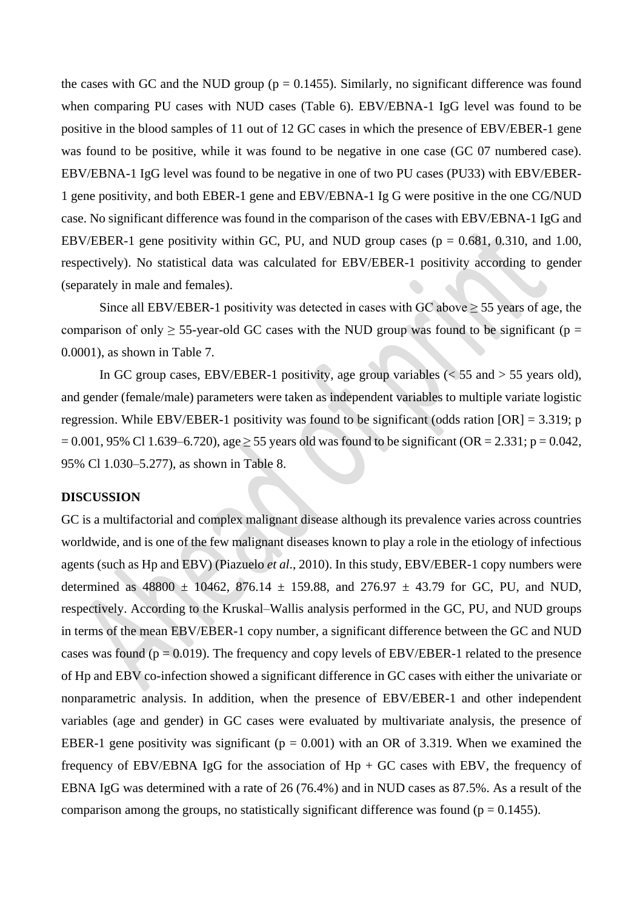the cases with GC and the NUD group ($p = 0.1455$). Similarly, no significant difference was found when comparing PU cases with NUD cases (Table 6). EBV/EBNA-1 IgG level was found to be positive in the blood samples of 11 out of 12 GC cases in which the presence of EBV/EBER-1 gene was found to be positive, while it was found to be negative in one case (GC 07 numbered case). EBV/EBNA-1 IgG level was found to be negative in one of two PU cases (PU33) with EBV/EBER-1 gene positivity, and both EBER-1 gene and EBV/EBNA-1 Ig G were positive in the one CG/NUD case. No significant difference was found in the comparison of the cases with EBV/EBNA-1 IgG and EBV/EBER-1 gene positivity within GC, PU, and NUD group cases ($p = 0.681$, 0.310, and 1.00, respectively). No statistical data was calculated for EBV/EBER-1 positivity according to gender (separately in male and females).

Since all EBV/EBER-1 positivity was detected in cases with GC above ≥ 55 years of age, the comparison of only ≥ 55-year-old GC cases with the NUD group was found to be significant ($p = 0.0001$), as shown in Table 7.

In GC group cases, EBV/EBER-1 positivity, age group variables (< 55 and > 55 years old), and gender (female/male) parameters were taken as independent variables to multiple variate logistic regression. While EBV/EBER-1 positivity was found to be significant (odds ration [OR] = 3.319; $p = 0.001$, 95% Cl 1.639–6.720), age ≥ 55 years old was found to be significant (OR = 2.331; $p = 0.042$, 95% Cl 1.030–5.277), as shown in Table 8.

## DISCUSSION

GC is a multifactorial and complex malignant disease although its prevalence varies across countries worldwide, and is one of the few malignant diseases known to play a role in the etiology of infectious agents (such as Hp and EBV) (Piazuelo *et al.*, 2010). In this study, EBV/EBER-1 copy numbers were determined as 48800 ± 10462, 876.14 ± 159.88, and 276.97 ± 43.79 for GC, PU, and NUD, respectively. According to the Kruskal–Wallis analysis performed in the GC, PU, and NUD groups in terms of the mean EBV/EBER-1 copy number, a significant difference between the GC and NUD cases was found ($p = 0.019$). The frequency and copy levels of EBV/EBER-1 related to the presence of Hp and EBV co-infection showed a significant difference in GC cases with either the univariate or nonparametric analysis. In addition, when the presence of EBV/EBER-1 and other independent variables (age and gender) in GC cases were evaluated by multivariate analysis, the presence of EBER-1 gene positivity was significant ($p = 0.001$) with an OR of 3.319. When we examined the frequency of EBV/EBNA IgG for the association of Hp + GC cases with EBV, the frequency of EBNA IgG was determined with a rate of 26 (76.4%) and in NUD cases as 87.5%. As a result of the comparison among the groups, no statistically significant difference was found ($p = 0.1455$).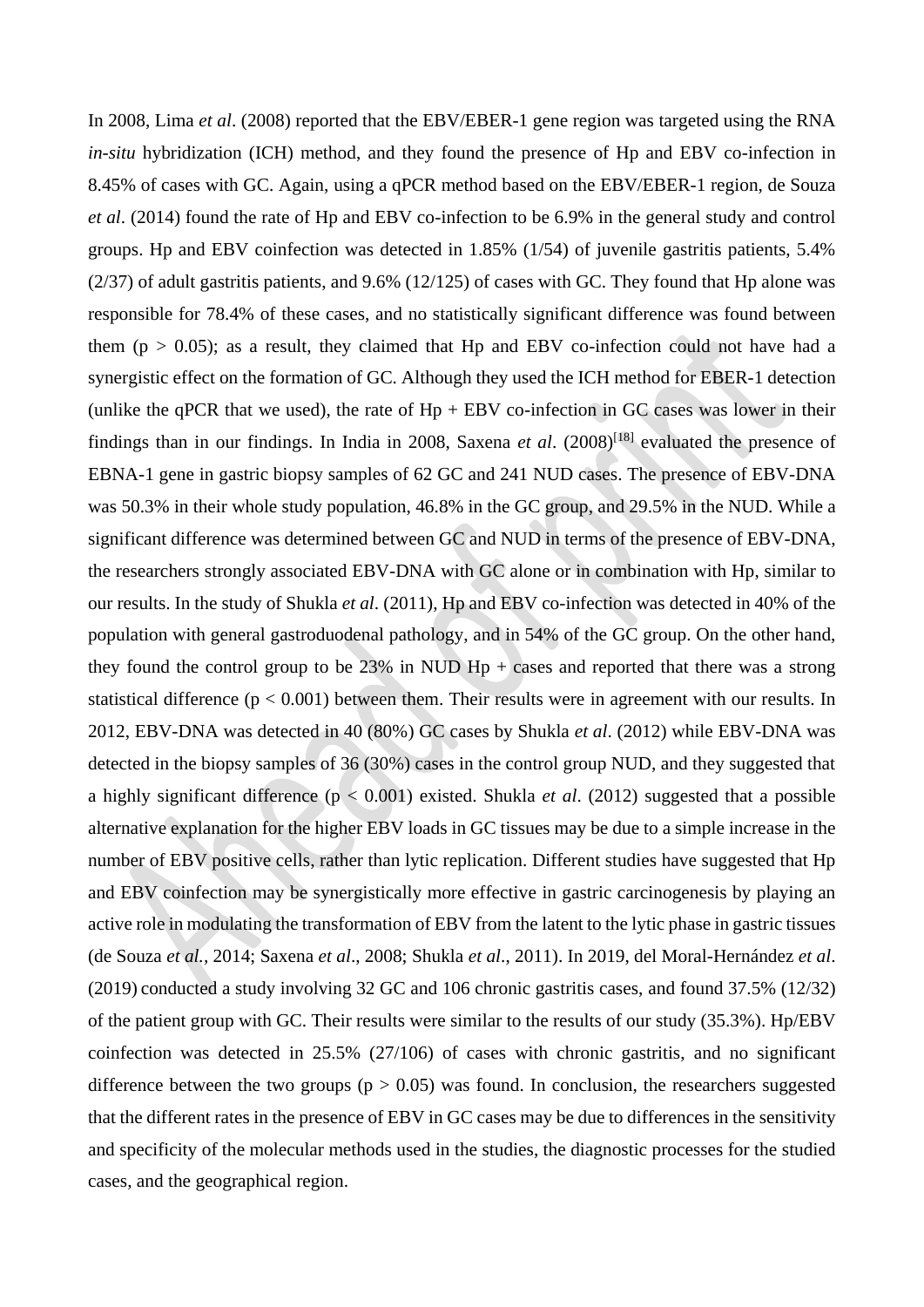In 2008, Lima *et al*. (2008) reported that the EBV/EBER-1 gene region was targeted using the RNA *in-situ* hybridization (ICH) method, and they found the presence of Hp and EBV co-infection in 8.45% of cases with GC. Again, using a qPCR method based on the EBV/EBER-1 region, de Souza *et al*. (2014) found the rate of Hp and EBV co-infection to be 6.9% in the general study and control groups. Hp and EBV coinfection was detected in 1.85% (1/54) of juvenile gastritis patients, 5.4% (2/37) of adult gastritis patients, and 9.6% (12/125) of cases with GC. They found that Hp alone was responsible for 78.4% of these cases, and no statistically significant difference was found between them ($p > 0.05$); as a result, they claimed that Hp and EBV co-infection could not have had a synergistic effect on the formation of GC. Although they used the ICH method for EBER-1 detection (unlike the qPCR that we used), the rate of Hp + EBV co-infection in GC cases was lower in their findings than in our findings. In India in 2008, Saxena *et al*. (2008)[18] evaluated the presence of EBNA-1 gene in gastric biopsy samples of 62 GC and 241 NUD cases. The presence of EBV-DNA was 50.3% in their whole study population, 46.8% in the GC group, and 29.5% in the NUD. While a significant difference was determined between GC and NUD in terms of the presence of EBV-DNA, the researchers strongly associated EBV-DNA with GC alone or in combination with Hp, similar to our results. In the study of Shukla *et al*. (2011), Hp and EBV co-infection was detected in 40% of the population with general gastroduodenal pathology, and in 54% of the GC group. On the other hand, they found the control group to be 23% in NUD Hp + cases and reported that there was a strong statistical difference ($p < 0.001$) between them. Their results were in agreement with our results. In 2012, EBV-DNA was detected in 40 (80%) GC cases by Shukla *et al*. (2012) while EBV-DNA was detected in the biopsy samples of 36 (30%) cases in the control group NUD, and they suggested that a highly significant difference ($p < 0.001$) existed. Shukla *et al*. (2012) suggested that a possible alternative explanation for the higher EBV loads in GC tissues may be due to a simple increase in the number of EBV positive cells, rather than lytic replication. Different studies have suggested that Hp and EBV coinfection may be synergistically more effective in gastric carcinogenesis by playing an active role in modulating the transformation of EBV from the latent to the lytic phase in gastric tissues (de Souza *et al.*, 2014; Saxena *et al*., 2008; Shukla *et al*., 2011). In 2019, del Moral-Hernández *et al*. (2019) conducted a study involving 32 GC and 106 chronic gastritis cases, and found 37.5% (12/32) of the patient group with GC. Their results were similar to the results of our study (35.3%). Hp/EBV coinfection was detected in 25.5% (27/106) of cases with chronic gastritis, and no significant difference between the two groups ($p > 0.05$) was found. In conclusion, the researchers suggested that the different rates in the presence of EBV in GC cases may be due to differences in the sensitivity and specificity of the molecular methods used in the studies, the diagnostic processes for the studied cases, and the geographical region.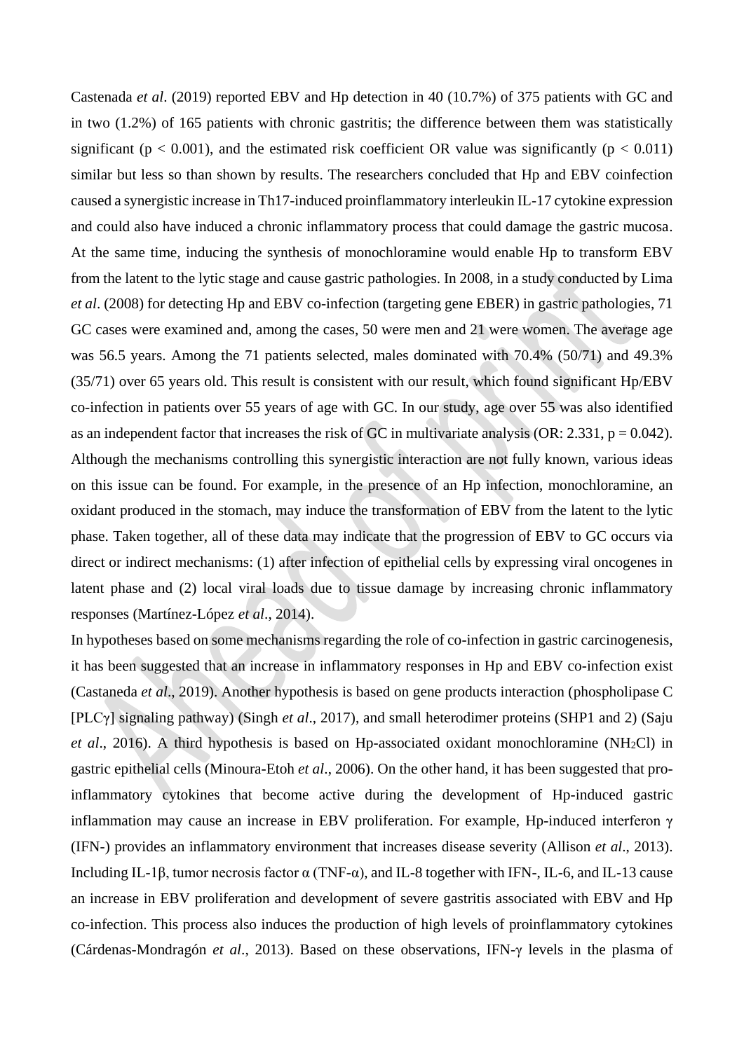Castenada *et al*. (2019) reported EBV and Hp detection in 40 (10.7%) of 375 patients with GC and in two (1.2%) of 165 patients with chronic gastritis; the difference between them was statistically significant ($p < 0.001$), and the estimated risk coefficient OR value was significantly ($p < 0.011$) similar but less so than shown by results. The researchers concluded that Hp and EBV coinfection caused a synergistic increase in Th17-induced proinflammatory interleukin IL-17 cytokine expression and could also have induced a chronic inflammatory process that could damage the gastric mucosa. At the same time, inducing the synthesis of monochloramine would enable Hp to transform EBV from the latent to the lytic stage and cause gastric pathologies. In 2008, in a study conducted by Lima *et al*. (2008) for detecting Hp and EBV co-infection (targeting gene EBER) in gastric pathologies, 71 GC cases were examined and, among the cases, 50 were men and 21 were women. The average age was 56.5 years. Among the 71 patients selected, males dominated with 70.4% (50/71) and 49.3% (35/71) over 65 years old. This result is consistent with our result, which found significant Hp/EBV co-infection in patients over 55 years of age with GC. In our study, age over 55 was also identified as an independent factor that increases the risk of GC in multivariate analysis (OR: 2.331, $p = 0.042$). Although the mechanisms controlling this synergistic interaction are not fully known, various ideas on this issue can be found. For example, in the presence of an Hp infection, monochloramine, an oxidant produced in the stomach, may induce the transformation of EBV from the latent to the lytic phase. Taken together, all of these data may indicate that the progression of EBV to GC occurs via direct or indirect mechanisms: (1) after infection of epithelial cells by expressing viral oncogenes in latent phase and (2) local viral loads due to tissue damage by increasing chronic inflammatory responses (Martínez-López *et al*., 2014).

In hypotheses based on some mechanisms regarding the role of co-infection in gastric carcinogenesis, it has been suggested that an increase in inflammatory responses in Hp and EBV co-infection exist (Castaneda *et al*., 2019). Another hypothesis is based on gene products interaction (phospholipase C [PLCγ] signaling pathway) (Singh *et al*., 2017), and small heterodimer proteins (SHP1 and 2) (Saju *et al*., 2016). A third hypothesis is based on Hp-associated oxidant monochloramine ($NH_2Cl$) in gastric epithelial cells (Minoura-Etoh *et al*., 2006). On the other hand, it has been suggested that pro-inflammatory cytokines that become active during the development of Hp-induced gastric inflammation may cause an increase in EBV proliferation. For example, Hp-induced interferon γ (IFN-) provides an inflammatory environment that increases disease severity (Allison *et al*., 2013). Including IL-1β, tumor necrosis factor α (TNF-α), and IL-8 together with IFN-, IL-6, and IL-13 cause an increase in EBV proliferation and development of severe gastritis associated with EBV and Hp co-infection. This process also induces the production of high levels of proinflammatory cytokines (Cárdenas-Mondragón *et al*., 2013). Based on these observations, IFN-γ levels in the plasma of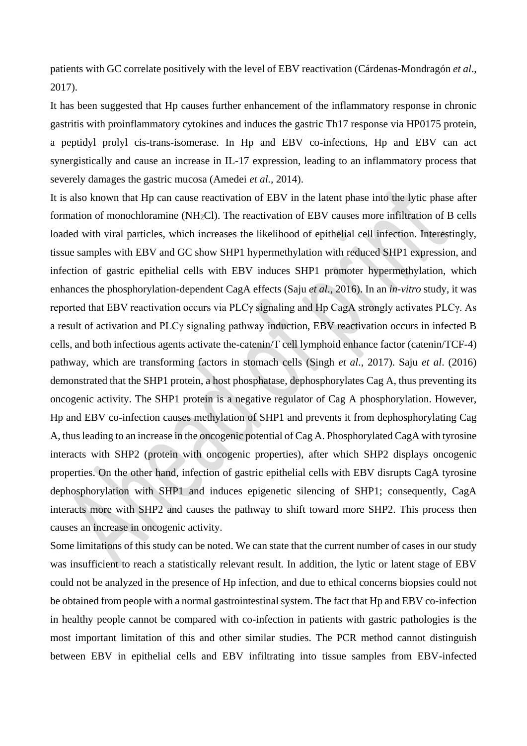patients with GC correlate positively with the level of EBV reactivation (Cárdenas-Mondragón *et al*., 2017).

It has been suggested that Hp causes further enhancement of the inflammatory response in chronic gastritis with proinflammatory cytokines and induces the gastric Th17 response via HP0175 protein, a peptidyl prolyl cis-trans-isomerase. In Hp and EBV co-infections, Hp and EBV can act synergistically and cause an increase in IL-17 expression, leading to an inflammatory process that severely damages the gastric mucosa (Amedei *et al.*, 2014).

It is also known that Hp can cause reactivation of EBV in the latent phase into the lytic phase after formation of monochloramine ($NH_2Cl$). The reactivation of EBV causes more infiltration of B cells loaded with viral particles, which increases the likelihood of epithelial cell infection. Interestingly, tissue samples with EBV and GC show SHP1 hypermethylation with reduced SHP1 expression, and infection of gastric epithelial cells with EBV induces SHP1 promoter hypermethylation, which enhances the phosphorylation-dependent CagA effects (Saju *et al.*, 2016). In an *in-vitro* study, it was reported that EBV reactivation occurs via PLCγ signaling and Hp CagA strongly activates PLCγ. As a result of activation and PLCγ signaling pathway induction, EBV reactivation occurs in infected B cells, and both infectious agents activate the-catenin/T cell lymphoid enhance factor (catenin/TCF-4) pathway, which are transforming factors in stomach cells (Singh *et al*., 2017). Saju *et al*. (2016) demonstrated that the SHP1 protein, a host phosphatase, dephosphorylates Cag A, thus preventing its oncogenic activity. The SHP1 protein is a negative regulator of Cag A phosphorylation. However, Hp and EBV co-infection causes methylation of SHP1 and prevents it from dephosphorylating Cag A, thus leading to an increase in the oncogenic potential of Cag A. Phosphorylated CagA with tyrosine interacts with SHP2 (protein with oncogenic properties), after which SHP2 displays oncogenic properties. On the other hand, infection of gastric epithelial cells with EBV disrupts CagA tyrosine dephosphorylation with SHP1 and induces epigenetic silencing of SHP1; consequently, CagA interacts more with SHP2 and causes the pathway to shift toward more SHP2. This process then causes an increase in oncogenic activity.

Some limitations of this study can be noted. We can state that the current number of cases in our study was insufficient to reach a statistically relevant result. In addition, the lytic or latent stage of EBV could not be analyzed in the presence of Hp infection, and due to ethical concerns biopsies could not be obtained from people with a normal gastrointestinal system. The fact that Hp and EBV co-infection in healthy people cannot be compared with co-infection in patients with gastric pathologies is the most important limitation of this and other similar studies. The PCR method cannot distinguish between EBV in epithelial cells and EBV infiltrating into tissue samples from EBV-infected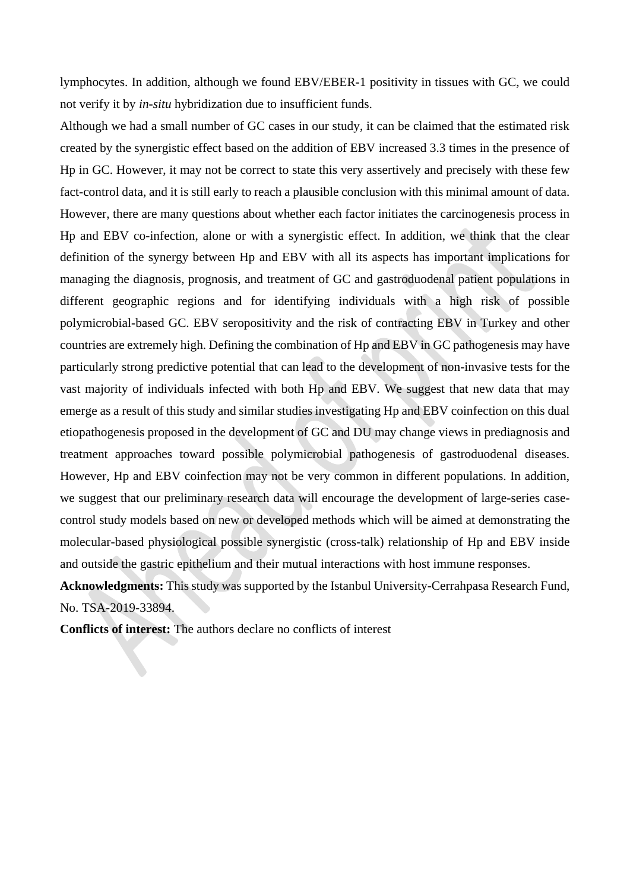lymphocytes. In addition, although we found EBV/EBER-1 positivity in tissues with GC, we could not verify it by *in-situ* hybridization due to insufficient funds.

Although we had a small number of GC cases in our study, it can be claimed that the estimated risk created by the synergistic effect based on the addition of EBV increased 3.3 times in the presence of Hp in GC. However, it may not be correct to state this very assertively and precisely with these few fact-control data, and it is still early to reach a plausible conclusion with this minimal amount of data. However, there are many questions about whether each factor initiates the carcinogenesis process in Hp and EBV co-infection, alone or with a synergistic effect. In addition, we think that the clear definition of the synergy between Hp and EBV with all its aspects has important implications for managing the diagnosis, prognosis, and treatment of GC and gastroduodenal patient populations in different geographic regions and for identifying individuals with a high risk of possible polymicrobial-based GC. EBV seropositivity and the risk of contracting EBV in Turkey and other countries are extremely high. Defining the combination of Hp and EBV in GC pathogenesis may have particularly strong predictive potential that can lead to the development of non-invasive tests for the vast majority of individuals infected with both Hp and EBV. We suggest that new data that may emerge as a result of this study and similar studies investigating Hp and EBV coinfection on this dual etiopathogenesis proposed in the development of GC and DU may change views in prediagnosis and treatment approaches toward possible polymicrobial pathogenesis of gastroduodenal diseases. However, Hp and EBV coinfection may not be very common in different populations. In addition, we suggest that our preliminary research data will encourage the development of large-series case-control study models based on new or developed methods which will be aimed at demonstrating the molecular-based physiological possible synergistic (cross-talk) relationship of Hp and EBV inside and outside the gastric epithelium and their mutual interactions with host immune responses.

**Acknowledgments:** This study was supported by the Istanbul University-Cerrahpasa Research Fund, No. TSA-2019-33894.

**Conflicts of interest:** The authors declare no conflicts of interest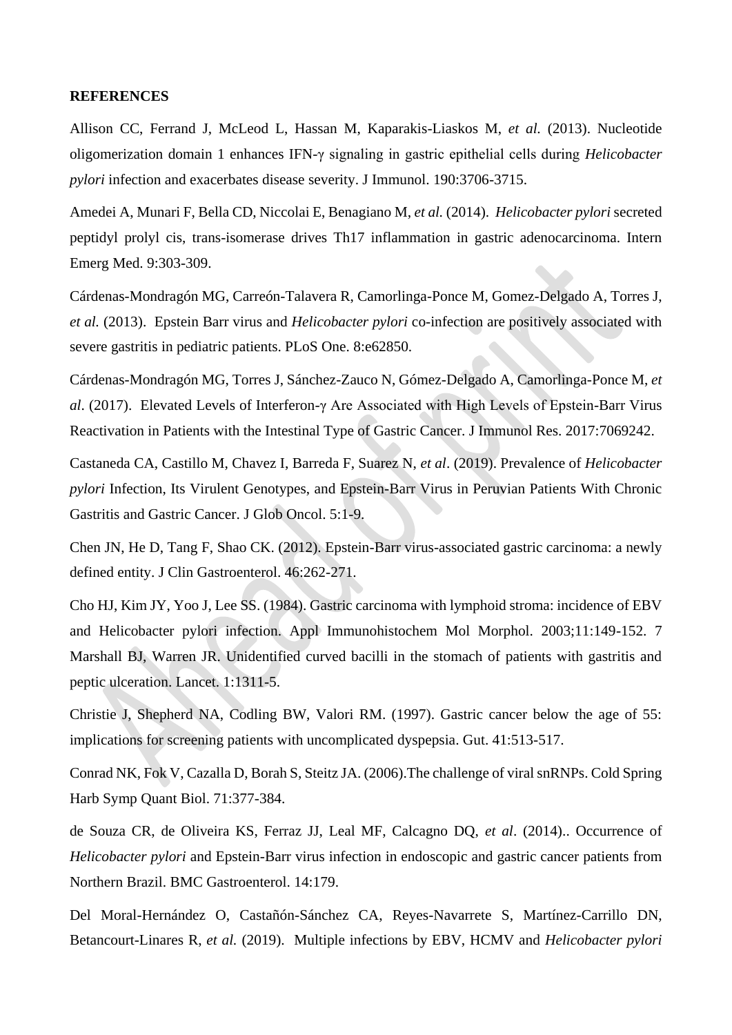**REFERENCES**

Allison CC, Ferrand J, McLeod L, Hassan M, Kaparakis-Liaskos M, *et al.* (2013). Nucleotide oligomerization domain 1 enhances IFN-γ signaling in gastric epithelial cells during *Helicobacter pylori* infection and exacerbates disease severity. J Immunol. 190:3706-3715.

Amedei A, Munari F, Bella CD, Niccolai E, Benagiano M, *et al.* (2014). *Helicobacter pylori* secreted peptidyl prolyl cis, trans-isomerase drives Th17 inflammation in gastric adenocarcinoma. Intern Emerg Med. 9:303-309.

Cárdenas-Mondragón MG, Carreón-Talavera R, Camorlinga-Ponce M, Gomez-Delgado A, Torres J, *et al.* (2013). Epstein Barr virus and *Helicobacter pylori* co-infection are positively associated with severe gastritis in pediatric patients. PLoS One. 8:e62850.

Cárdenas-Mondragón MG, Torres J, Sánchez-Zauco N, Gómez-Delgado A, Camorlinga-Ponce M, *et al*. (2017). Elevated Levels of Interferon-γ Are Associated with High Levels of Epstein-Barr Virus Reactivation in Patients with the Intestinal Type of Gastric Cancer. J Immunol Res. 2017:7069242.

Castaneda CA, Castillo M, Chavez I, Barreda F, Suarez N, *et al*. (2019). Prevalence of *Helicobacter pylori* Infection, Its Virulent Genotypes, and Epstein-Barr Virus in Peruvian Patients With Chronic Gastritis and Gastric Cancer. J Glob Oncol. 5:1-9.

Chen JN, He D, Tang F, Shao CK. (2012). Epstein-Barr virus-associated gastric carcinoma: a newly defined entity. J Clin Gastroenterol. 46:262-271.

Cho HJ, Kim JY, Yoo J, Lee SS. (1984). Gastric carcinoma with lymphoid stroma: incidence of EBV and Helicobacter pylori infection. Appl Immunohistochem Mol Morphol. 2003;11:149-152. 7 Marshall BJ, Warren JR. Unidentified curved bacilli in the stomach of patients with gastritis and peptic ulceration. Lancet. 1:1311-5.

Christie J, Shepherd NA, Codling BW, Valori RM. (1997). Gastric cancer below the age of 55: implications for screening patients with uncomplicated dyspepsia. Gut. 41:513-517.

Conrad NK, Fok V, Cazalla D, Borah S, Steitz JA. (2006).The challenge of viral snRNPs. Cold Spring Harb Symp Quant Biol. 71:377-384.

de Souza CR, de Oliveira KS, Ferraz JJ, Leal MF, Calcagno DQ, *et al*. (2014).. Occurrence of *Helicobacter pylori* and Epstein-Barr virus infection in endoscopic and gastric cancer patients from Northern Brazil. BMC Gastroenterol. 14:179.

Del Moral-Hernández O, Castañón-Sánchez CA, Reyes-Navarrete S, Martínez-Carrillo DN, Betancourt-Linares R, *et al.* (2019). Multiple infections by EBV, HCMV and *Helicobacter pylori*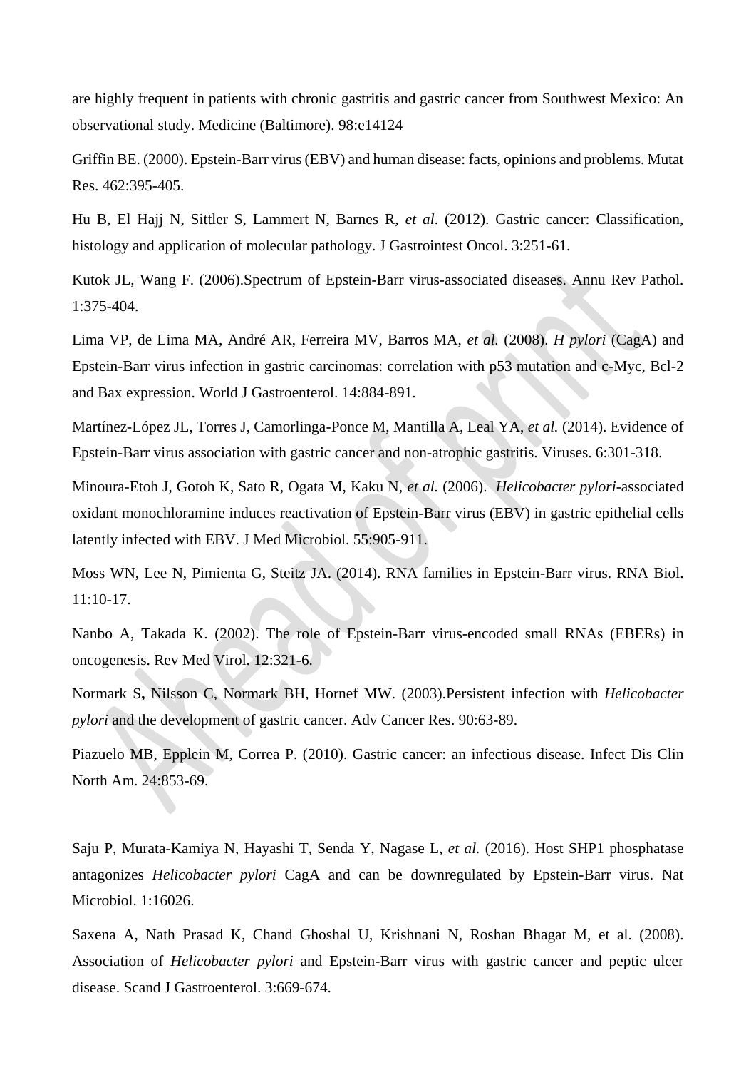are highly frequent in patients with chronic gastritis and gastric cancer from Southwest Mexico: An observational study. Medicine (Baltimore). 98:e14124

Griffin BE. (2000). Epstein-Barr virus (EBV) and human disease: facts, opinions and problems. Mutat Res. 462:395-405.

Hu B, El Hajj N, Sittler S, Lammert N, Barnes R, *et al*. (2012). Gastric cancer: Classification, histology and application of molecular pathology. J Gastrointest Oncol. 3:251-61.

Kutok JL, Wang F. (2006).Spectrum of Epstein-Barr virus-associated diseases. Annu Rev Pathol. 1:375-404.

Lima VP, de Lima MA, André AR, Ferreira MV, Barros MA, *et al.* (2008). *H pylori* (CagA) and Epstein-Barr virus infection in gastric carcinomas: correlation with p53 mutation and c-Myc, Bcl-2 and Bax expression. World J Gastroenterol. 14:884-891.

Martínez-López JL, Torres J, Camorlinga-Ponce M, Mantilla A, Leal YA, *et al.* (2014). Evidence of Epstein-Barr virus association with gastric cancer and non-atrophic gastritis. Viruses. 6:301-318.

Minoura-Etoh J, Gotoh K, Sato R, Ogata M, Kaku N, *et al.* (2006). *Helicobacter pylori*-associated oxidant monochloramine induces reactivation of Epstein-Barr virus (EBV) in gastric epithelial cells latently infected with EBV. J Med Microbiol. 55:905-911.

Moss WN, Lee N, Pimienta G, Steitz JA. (2014). RNA families in Epstein-Barr virus. RNA Biol. 11:10-17.

Nanbo A, Takada K. (2002). The role of Epstein-Barr virus-encoded small RNAs (EBERs) in oncogenesis. Rev Med Virol. 12:321-6.

Normark S**,** Nilsson C, Normark BH, Hornef MW. (2003).Persistent infection with *Helicobacter pylori* and the development of gastric cancer. Adv Cancer Res. 90:63-89.

Piazuelo MB, Epplein M, Correa P. (2010). Gastric cancer: an infectious disease. Infect Dis Clin North Am. 24:853-69.

Saju P, Murata-Kamiya N, Hayashi T, Senda Y, Nagase L, *et al.* (2016). Host SHP1 phosphatase antagonizes *Helicobacter pylori* CagA and can be downregulated by Epstein-Barr virus. Nat Microbiol. 1:16026.

Saxena A, Nath Prasad K, Chand Ghoshal U, Krishnani N, Roshan Bhagat M, et al. (2008). Association of *Helicobacter pylori* and Epstein-Barr virus with gastric cancer and peptic ulcer disease. Scand J Gastroenterol. 3:669-674.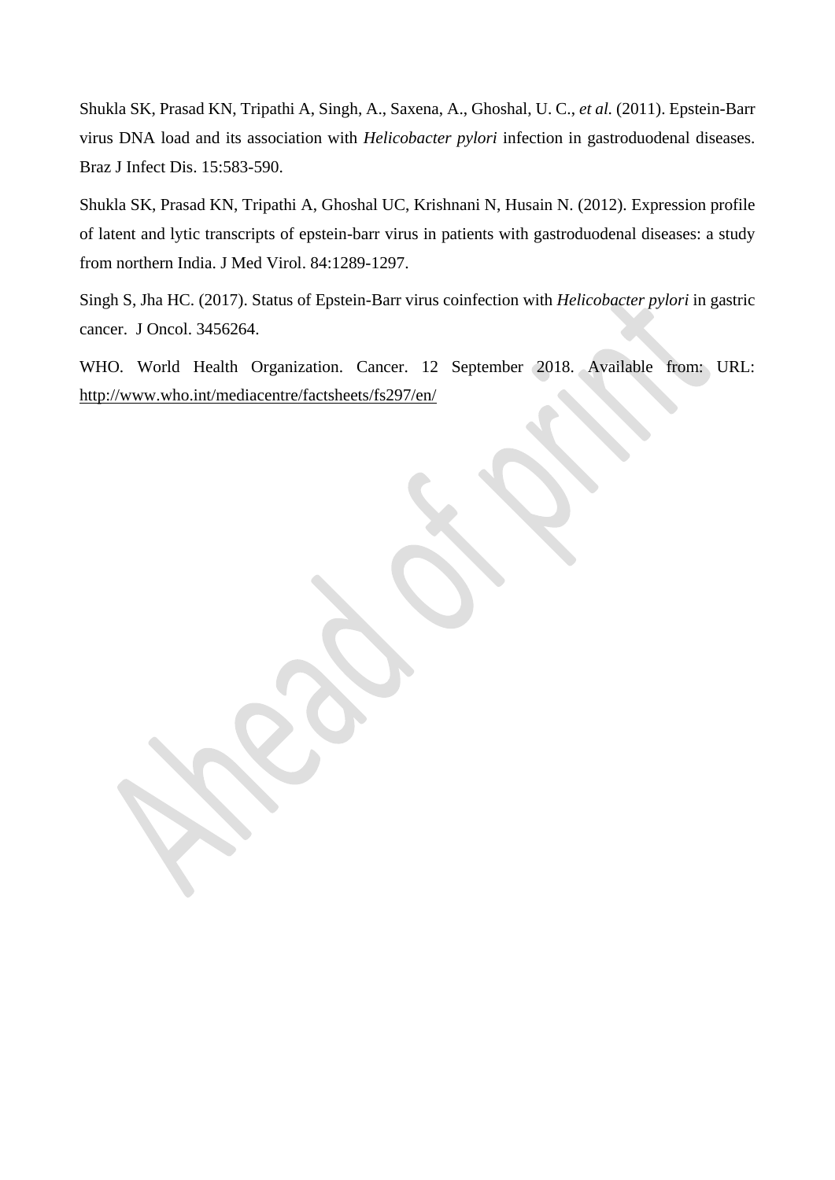Shukla SK, Prasad KN, Tripathi A, Singh, A., Saxena, A., Ghoshal, U. C., *et al.* (2011). Epstein-Barr virus DNA load and its association with *Helicobacter pylori* infection in gastroduodenal diseases. Braz J Infect Dis. 15:583-590.

Shukla SK, Prasad KN, Tripathi A, Ghoshal UC, Krishnani N, Husain N. (2012). Expression profile of latent and lytic transcripts of epstein-barr virus in patients with gastroduodenal diseases: a study from northern India. J Med Virol. 84:1289-1297.

Singh S, Jha HC. (2017). Status of Epstein-Barr virus coinfection with *Helicobacter pylori* in gastric cancer. J Oncol. 3456264.

WHO. World Health Organization. Cancer. 12 September 2018. Available from: URL: http://www.who.int/mediacentre/factsheets/fs297/en/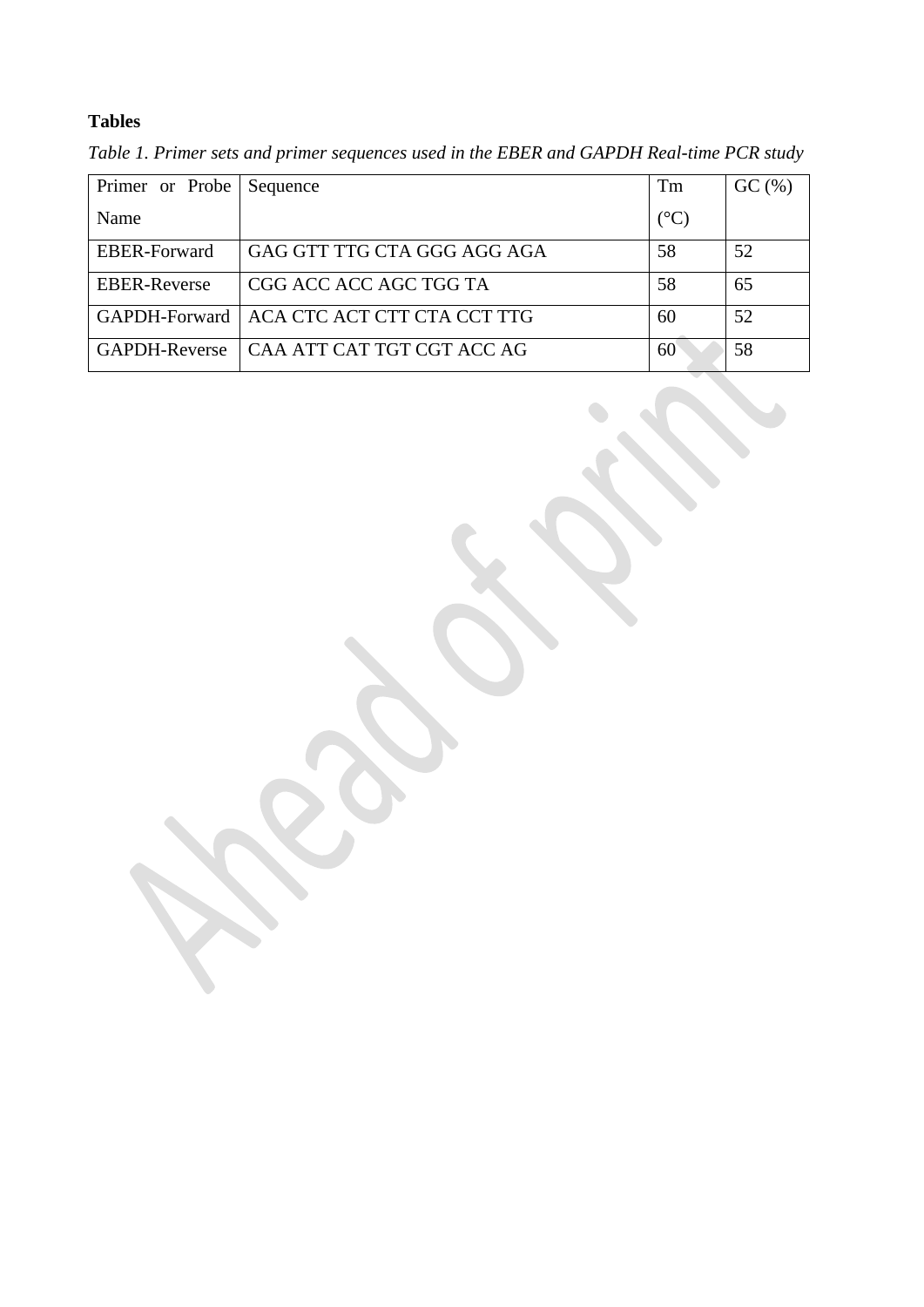**Tables**

*Table 1. Primer sets and primer sequences used in the EBER and GAPDH Real-time PCR study*

| Primer or Probe Name | Sequence | Tm (°C) | GC (%) |
|---|---|---|---|
| EBER-Forward | GAG GTT TTG CTA GGG AGG AGA | 58 | 52 |
| EBER-Reverse | CGG ACC ACC AGC TGG TA | 58 | 65 |
| GAPDH-Forward | ACA CTC ACT CTT CTA CCT TTG | 60 | 52 |
| GAPDH-Reverse | CAA ATT CAT TGT CGT ACC AG | 60 | 58 |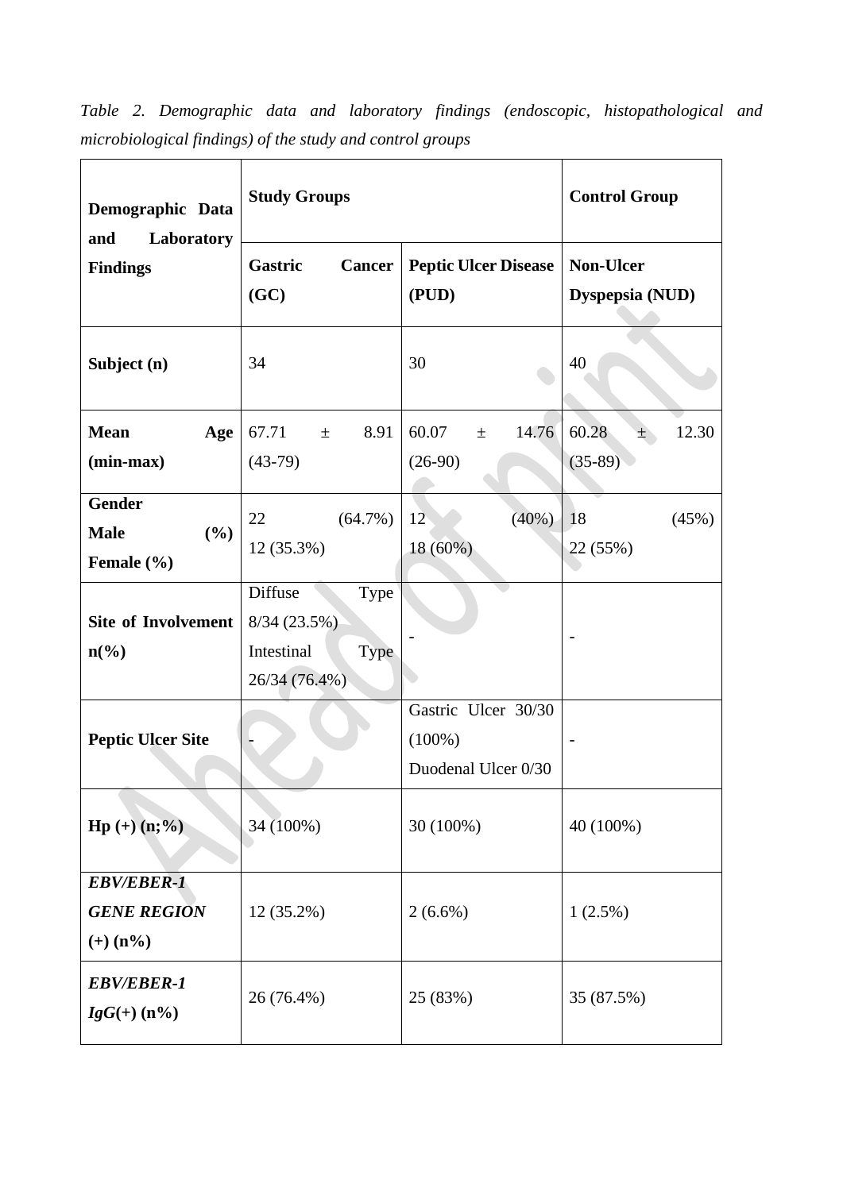*Table 2. Demographic data and laboratory findings (endoscopic, histopathological and microbiological findings) of the study and control groups*

| Demographic Data and Laboratory Findings | Study Groups | | Control Group |
|---|---|---|---|
| | **Gastric Cancer (GC)** | **Peptic Ulcer Disease (PUD)** | **Non-Ulcer Dyspepsia (NUD)** |
| **Subject (n)** | 34 | 30 | 40 |
| **Mean Age (min-max)** | 67.71 ± 8.91 (43-79) | 60.07 ± 14.76 (26-90) | 60.28 ± 12.30 (35-89) |
| **Gender Male (%) Female (%)** | 22 (64.7%) 12 (35.3%) | 12 (40%) 18 (60%) | 18 (45%) 22 (55%) |
| **Site of Involvement n(%)** | Diffuse Type 8/34 (23.5%) Intestinal Type 26/34 (76.4%) | - | - |
| **Peptic Ulcer Site** | - | Gastric Ulcer 30/30 (100%) Duodenal Ulcer 0/30 | - |
| **Hp (+) (n;%)** | 34 (100%) | 30 (100%) | 40 (100%) |
| ***EBV/EBER-1 GENE REGION* (+) (n%)** | 12 (35.2%) | 2 (6.6%) | 1 (2.5%) |
| ***EBV/EBER-1 IgG*(+) (n%)** | 26 (76.4%) | 25 (83%) | 35 (87.5%) |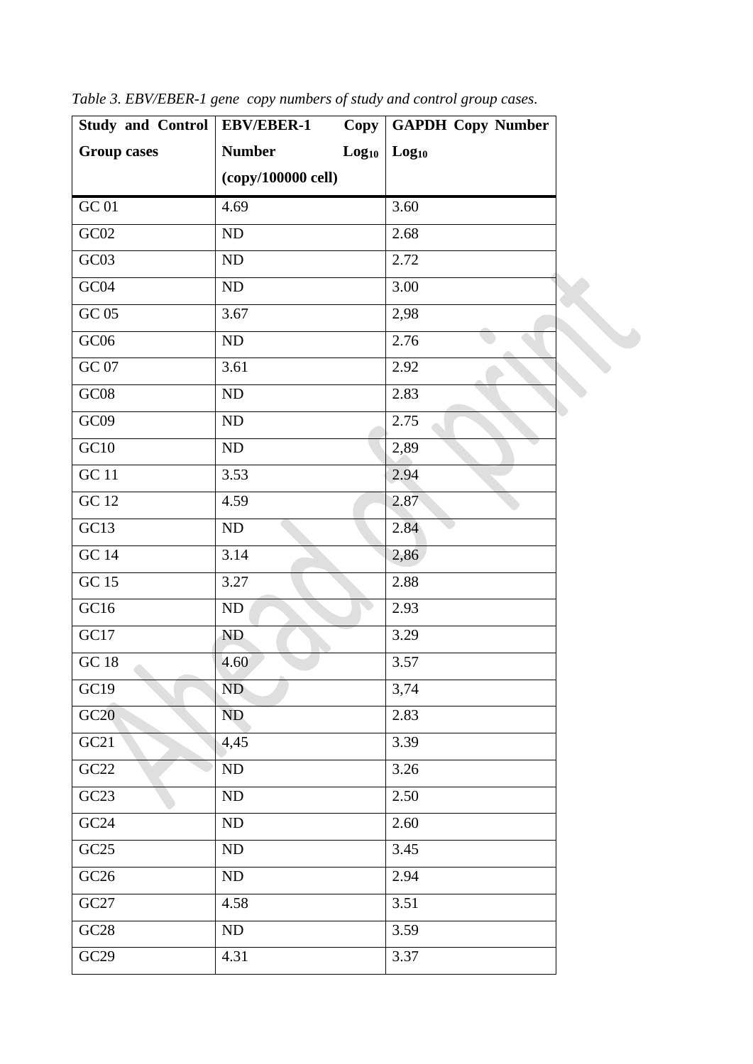*Table 3. EBV/EBER-1 gene copy numbers of study and control group cases.*

| Study and Control Group cases | EBV/EBER-1 Copy Number $Log_{10}$ (copy/100000 cell) | GAPDH Copy Number $Log_{10}$ |
|---|---|---|
| GC 01 | 4.69 | 3.60 |
| GC02 | ND | 2.68 |
| GC03 | ND | 2.72 |
| GC04 | ND | 3.00 |
| GC 05 | 3.67 | 2,98 |
| GC06 | ND | 2.76 |
| GC 07 | 3.61 | 2.92 |
| GC08 | ND | 2.83 |
| GC09 | ND | 2.75 |
| GC10 | ND | 2,89 |
| GC 11 | 3.53 | 2.94 |
| GC 12 | 4.59 | 2.87 |
| GC13 | ND | 2.84 |
| GC 14 | 3.14 | 2,86 |
| GC 15 | 3.27 | 2.88 |
| GC16 | ND | 2.93 |
| GC17 | ND | 3.29 |
| GC 18 | 4.60 | 3.57 |
| GC19 | ND | 3,74 |
| GC20 | ND | 2.83 |
| GC21 | 4,45 | 3.39 |
| GC22 | ND | 3.26 |
| GC23 | ND | 2.50 |
| GC24 | ND | 2.60 |
| GC25 | ND | 3.45 |
| GC26 | ND | 2.94 |
| GC27 | 4.58 | 3.51 |
| GC28 | ND | 3.59 |
| GC29 | 4.31 | 3.37 |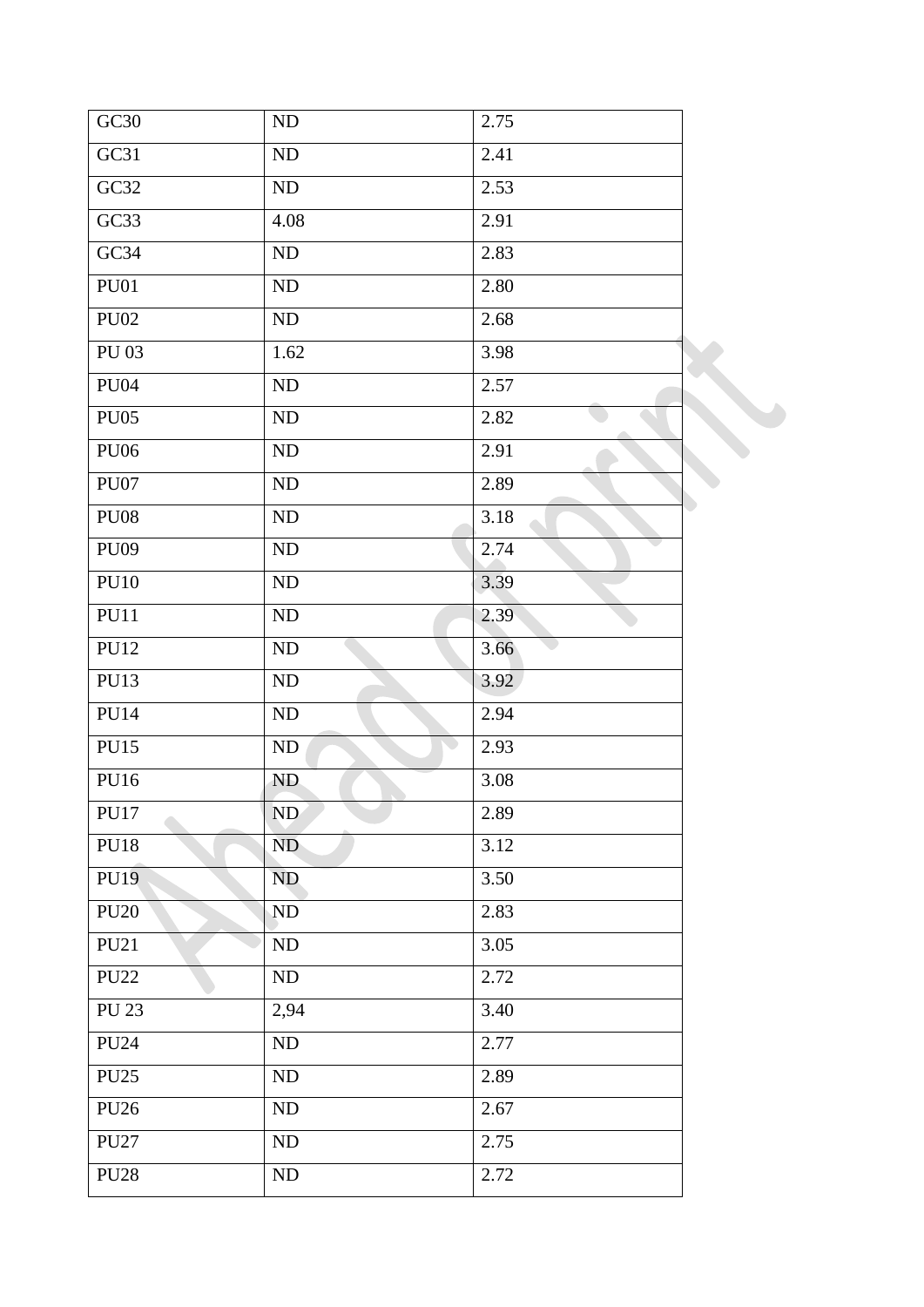| GC30 | ND | 2.75 |
|---|---|---|
| GC31 | ND | 2.41 |
| GC32 | ND | 2.53 |
| GC33 | 4.08 | 2.91 |
| GC34 | ND | 2.83 |
| PU01 | ND | 2.80 |
| PU02 | ND | 2.68 |
| PU 03 | 1.62 | 3.98 |
| PU04 | ND | 2.57 |
| PU05 | ND | 2.82 |
| PU06 | ND | 2.91 |
| PU07 | ND | 2.89 |
| PU08 | ND | 3.18 |
| PU09 | ND | 2.74 |
| PU10 | ND | 3.39 |
| PU11 | ND | 2.39 |
| PU12 | ND | 3.66 |
| PU13 | ND | 3.92 |
| PU14 | ND | 2.94 |
| PU15 | ND | 2.93 |
| PU16 | ND | 3.08 |
| PU17 | ND | 2.89 |
| PU18 | ND | 3.12 |
| PU19 | ND | 3.50 |
| PU20 | ND | 2.83 |
| PU21 | ND | 3.05 |
| PU22 | ND | 2.72 |
| PU 23 | 2,94 | 3.40 |
| PU24 | ND | 2.77 |
| PU25 | ND | 2.89 |
| PU26 | ND | 2.67 |
| PU27 | ND | 2.75 |
| PU28 | ND | 2.72 |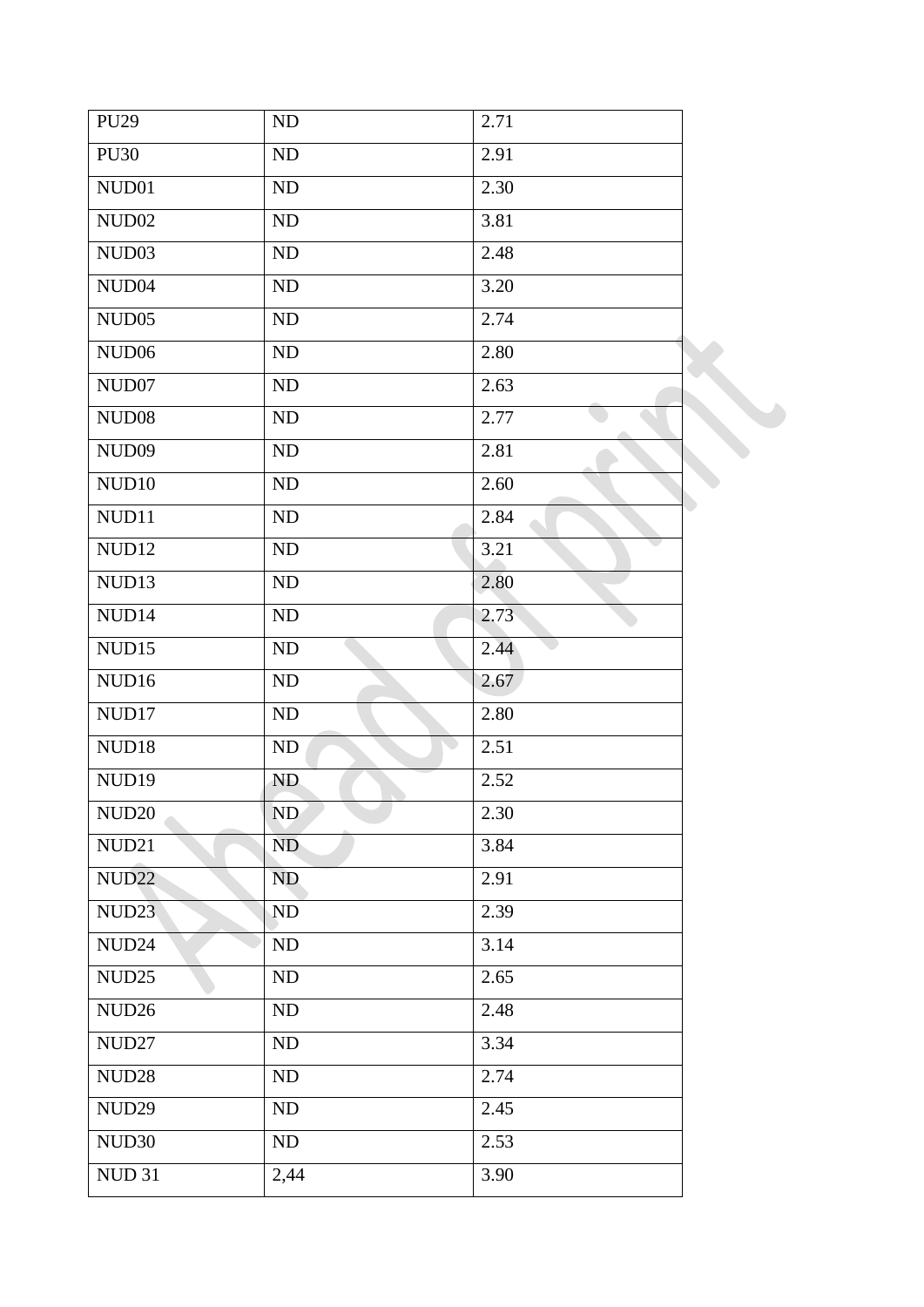| PU29 | ND | 2.71 |
|---|---|---|
| PU30 | ND | 2.91 |
| NUD01 | ND | 2.30 |
| NUD02 | ND | 3.81 |
| NUD03 | ND | 2.48 |
| NUD04 | ND | 3.20 |
| NUD05 | ND | 2.74 |
| NUD06 | ND | 2.80 |
| NUD07 | ND | 2.63 |
| NUD08 | ND | 2.77 |
| NUD09 | ND | 2.81 |
| NUD10 | ND | 2.60 |
| NUD11 | ND | 2.84 |
| NUD12 | ND | 3.21 |
| NUD13 | ND | 2.80 |
| NUD14 | ND | 2.73 |
| NUD15 | ND | 2.44 |
| NUD16 | ND | 2.67 |
| NUD17 | ND | 2.80 |
| NUD18 | ND | 2.51 |
| NUD19 | ND | 2.52 |
| NUD20 | ND | 2.30 |
| NUD21 | ND | 3.84 |
| NUD22 | ND | 2.91 |
| NUD23 | ND | 2.39 |
| NUD24 | ND | 3.14 |
| NUD25 | ND | 2.65 |
| NUD26 | ND | 2.48 |
| NUD27 | ND | 3.34 |
| NUD28 | ND | 2.74 |
| NUD29 | ND | 2.45 |
| NUD30 | ND | 2.53 |
| NUD 31 | 2,44 | 3.90 |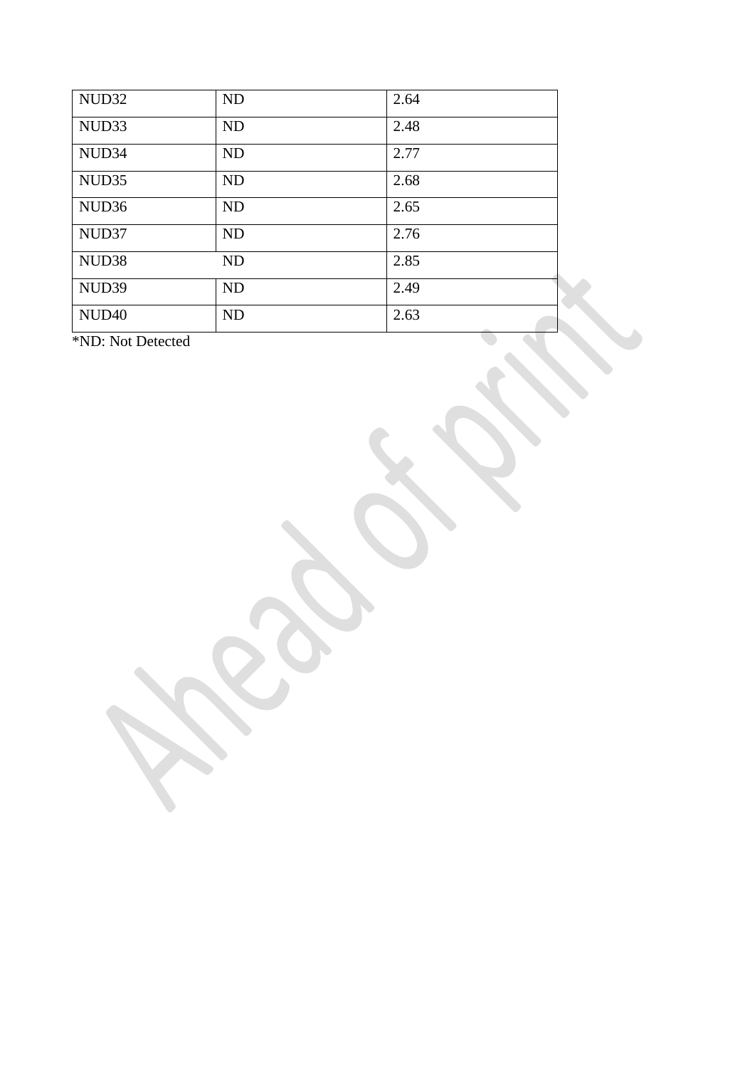| NUD32 | ND | 2.64 |
|---|---|---|
| NUD33 | ND | 2.48 |
| NUD34 | ND | 2.77 |
| NUD35 | ND | 2.68 |
| NUD36 | ND | 2.65 |
| NUD37 | ND | 2.76 |
| NUD38 | ND | 2.85 |
| NUD39 | ND | 2.49 |
| NUD40 | ND | 2.63 |

*ND: Not Detected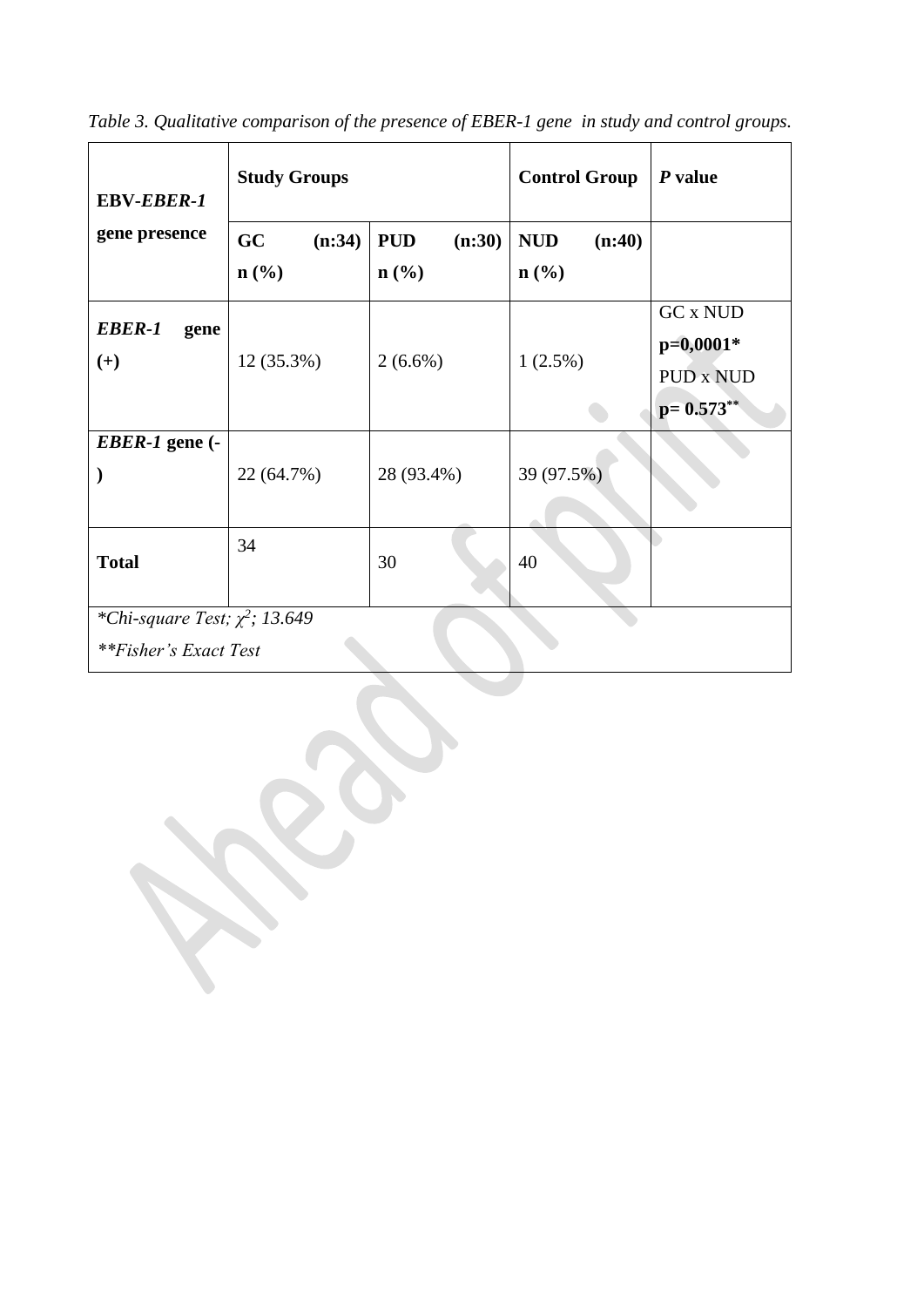*Table 3. Qualitative comparison of the presence of EBER-1 gene in study and control groups.*

| **EBV-*EBER-1* gene presence** | **Study Groups** | | **Control Group** | ***P* value** |
|---|---|---|---|---|
| | **GC (n:34) n (%)** | **PUD (n:30) n (%)** | **NUD (n:40) n (%)** | |
| ***EBER-1* gene (+)** | 12 (35.3%) | 2 (6.6%) | 1 (2.5%) | GC x NUD **p=0,0001*** PUD x NUD **p= 0.573**** |
| ***EBER-1* gene (-)** | 22 (64.7%) | 28 (93.4%) | 39 (97.5%) | |
| **Total** | 34 | 30 | 40 | |

*\*Chi-square Test; $\chi^2$; 13.649*

*\*\*Fisher's Exact Test*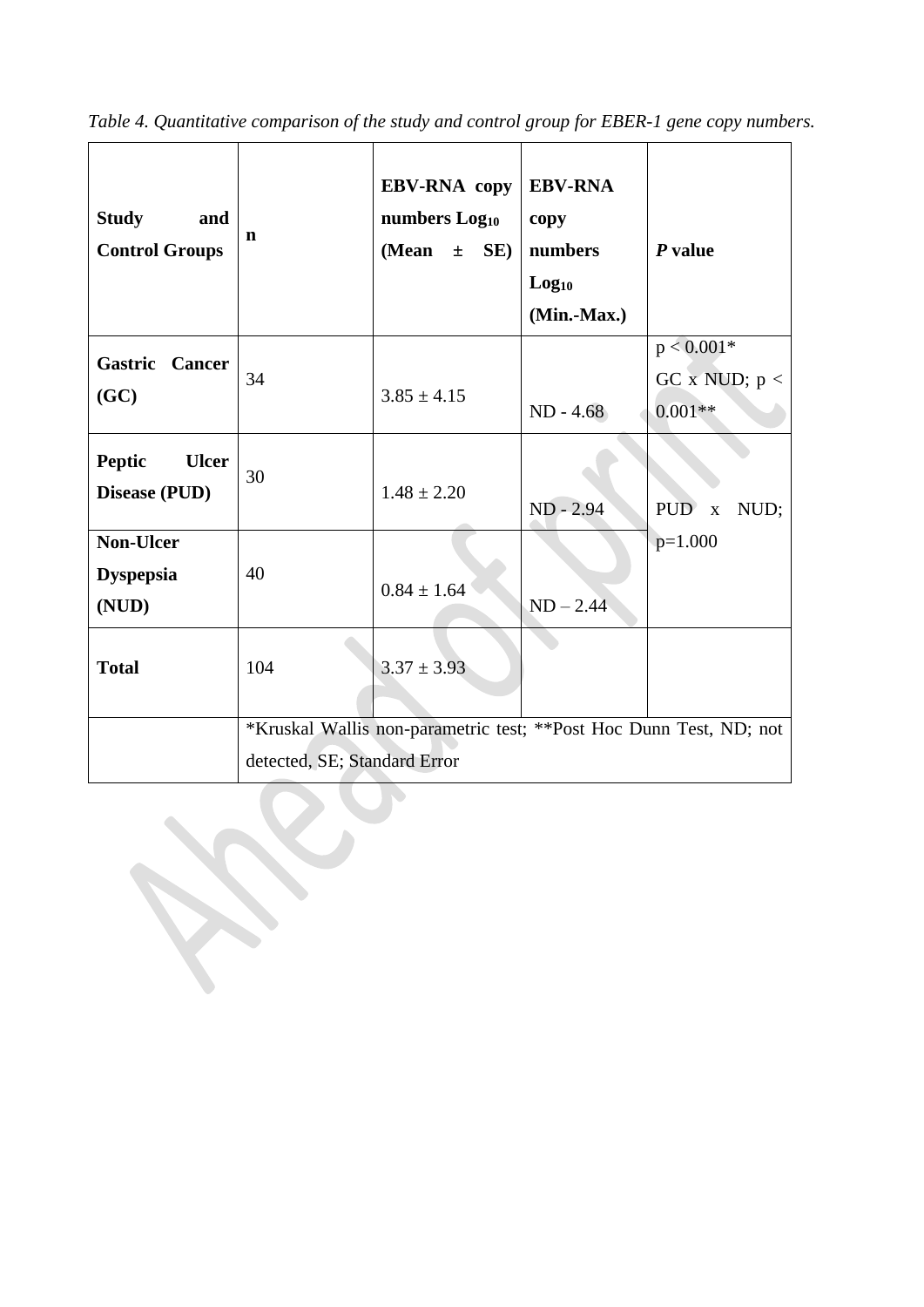*Table 4. Quantitative comparison of the study and control group for EBER-1 gene copy numbers.*

| Study and Control Groups | n | EBV-RNA copy numbers $Log_{10}$ (Mean ± SE) | EBV-RNA copy numbers $Log_{10}$ (Min.-Max.) | *P* value |
|---|---|---|---|---|
| **Gastric Cancer (GC)** | 34 | 3.85 ± 4.15 | ND - 4.68 | $p < 0.001$* GC x NUD; $p < 0.001$** |
| **Peptic Ulcer Disease (PUD)** | 30 | 1.48 ± 2.20 | ND - 2.94 | PUD x NUD; p=1.000 |
| **Non-Ulcer Dyspepsia (NUD)** | 40 | 0.84 ± 1.64 | ND – 2.44 | |
| **Total** | 104 | 3.37 ± 3.93 | | |
| | *Kruskal Wallis non-parametric test; **Post Hoc Dunn Test, ND; not detected, SE; Standard Error | | | |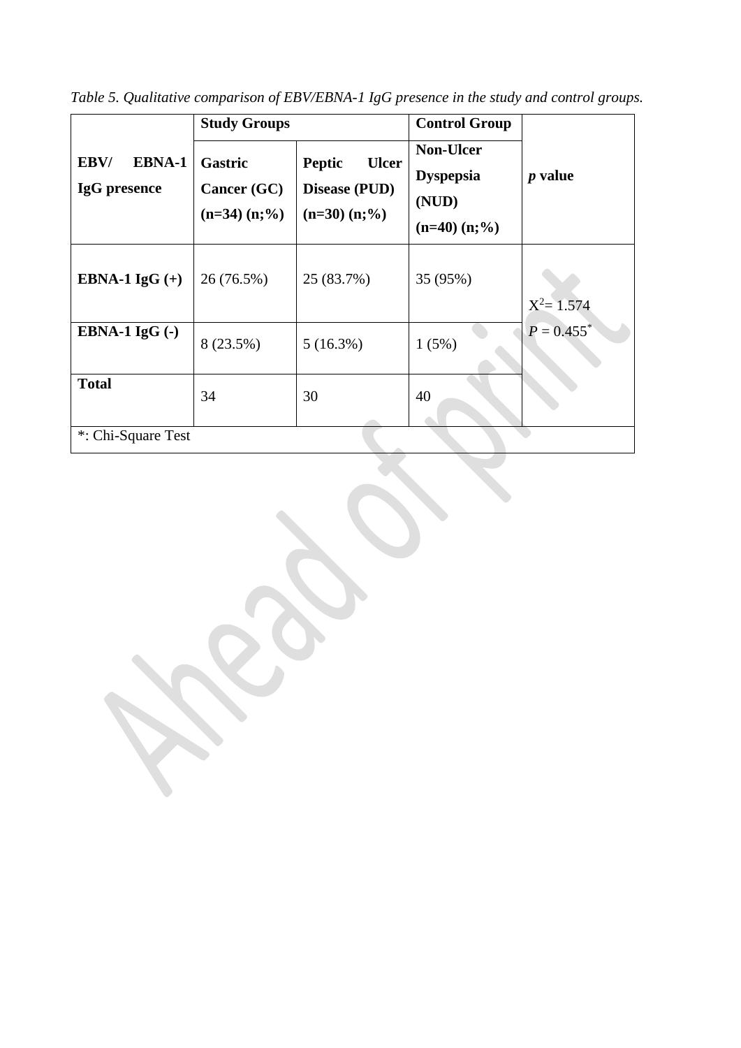*Table 5. Qualitative comparison of EBV/EBNA-1 IgG presence in the study and control groups.*

| EBV/ EBNA-1 IgG presence | Study Groups | | Control Group | *p* value |
|---|---|---|---|---|
| | Gastric Cancer (GC) (n=34) (n;%) | Peptic Ulcer Disease (PUD) (n=30) (n;%) | Non-Ulcer Dyspepsia (NUD) (n=40) (n;%) | |
| **EBNA-1 IgG (+)** | 26 (76.5%) | 25 (83.7%) | 35 (95%) | $X^2$= 1.574 $P$ = 0.455* |
| **EBNA-1 IgG (-)** | 8 (23.5%) | 5 (16.3%) | 1 (5%) | |
| **Total** | 34 | 30 | 40 | |

*: Chi-Square Test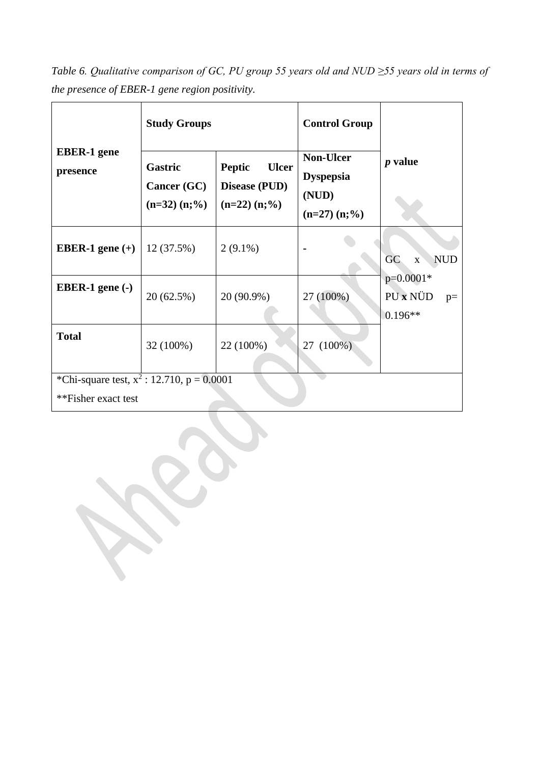*Table 6. Qualitative comparison of GC, PU group 55 years old and NUD ≥55 years old in terms of the presence of EBER-1 gene region positivity.*

| EBER-1 gene presence | Study Groups | | Control Group | p value |
|---|---|---|---|---|
| | Gastric Cancer (GC) (n=32) (n;%) | Peptic Ulcer Disease (PUD) (n=22) (n;%) | Non-Ulcer Dyspepsia (NUD) (n=27) (n;%) | |
| EBER-1 gene (+) | 12 (37.5%) | 2 (9.1%) | - | GC x NUD p=0.0001* PU **x** NÜD p= 0.196** |
| EBER-1 gene (-) | 20 (62.5%) | 20 (90.9%) | 27 (100%) | |
| Total | 32 (100%) | 22 (100%) | 27 (100%) | |

*Chi-square test, $x^2$ : 12.710, p = 0.0001

**Fisher exact test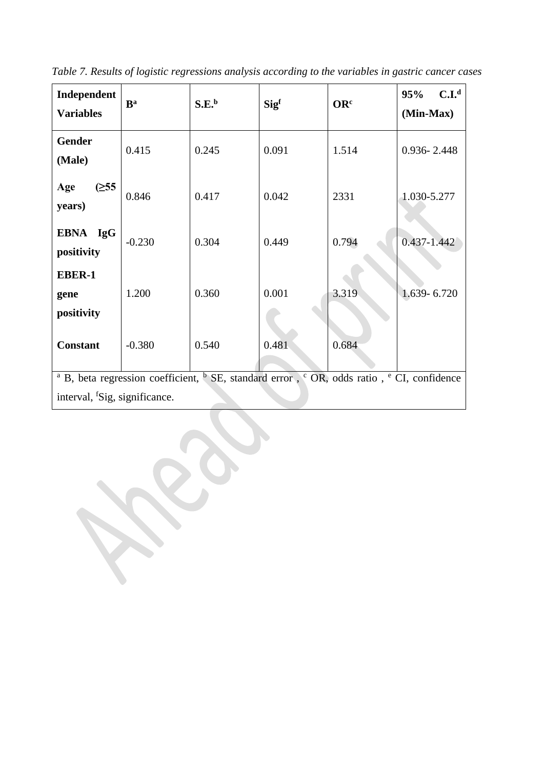*Table 7. Results of logistic regressions analysis according to the variables in gastric cancer cases*

| Independent Variables | B[a] | S.E.[b] | Sig[f] | OR[c] | 95% C.I.[d] (Min-Max) |
| --- | --- | --- | --- | --- | --- |
| **Gender (Male)** | 0.415 | 0.245 | 0.091 | 1.514 | 0.936- 2.448 |
| **Age (≥55 years)** | 0.846 | 0.417 | 0.042 | 2331 | 1.030-5.277 |
| **EBNA IgG positivity** | -0.230 | 0.304 | 0.449 | 0.794 | 0.437-1.442 |
| **EBER-1 gene positivity** | 1.200 | 0.360 | 0.001 | 3.319 | 1.639- 6.720 |
| **Constant** | -0.380 | 0.540 | 0.481 | 0.684 | |

[a] B, beta regression coefficient, [b] SE, standard error , [c] OR, odds ratio , [e] CI, confidence interval, [f]Sig, significance.